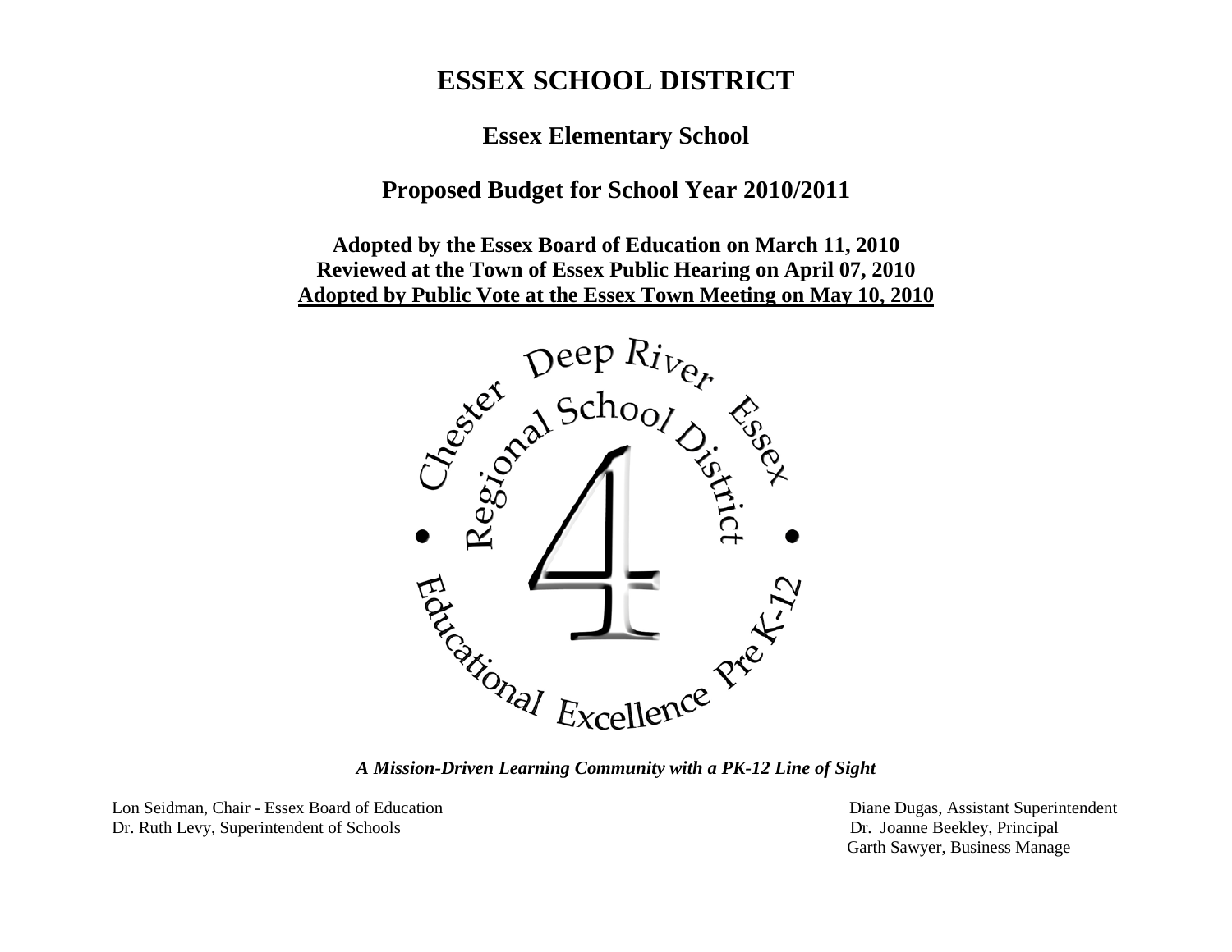# ESSEX SCHOOL DISTRICT

## Essex Elementary School

## Proposed Budget for School Year 2010/2011

**Adopted by the Essex Board of Education on March 11, 2010**
**Reviewed at the Town of Essex Public Hearing on April 07, 2010**
**Adopted by Public Vote at the Essex Town Meeting on May 10, 2010**

Chester Deep River Essex
Regional School District 4
Educational Excellence Pre K-12

***A Mission-Driven Learning Community with a PK-12 Line of Sight***

Lon Seidman, Chair - Essex Board of Education
Dr. Ruth Levy, Superintendent of Schools

Diane Dugas, Assistant Superintendent
Dr. Joanne Beekley, Principal
Garth Sawyer, Business Manage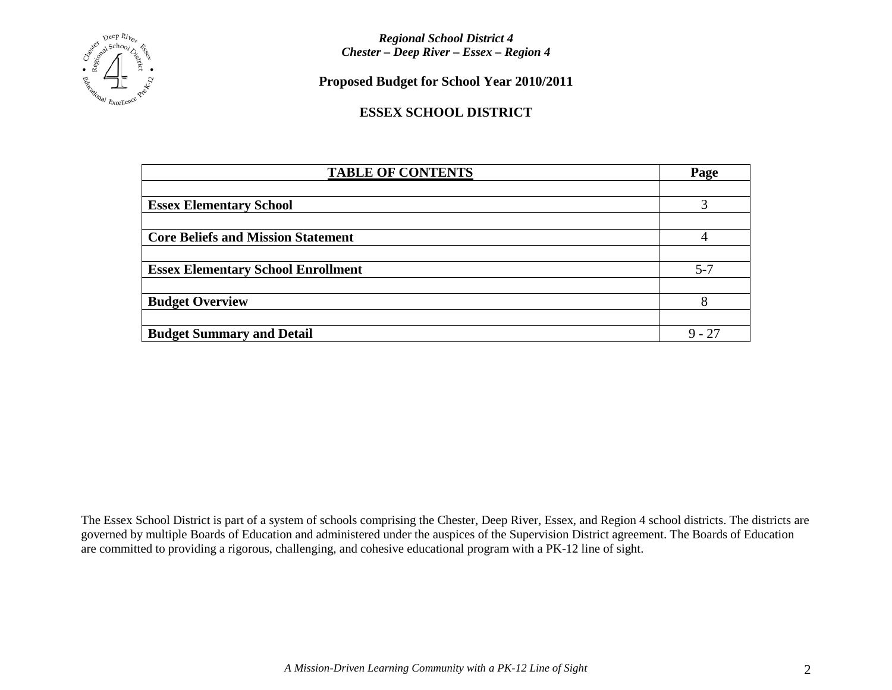*Regional School District 4*
*Chester – Deep River – Essex – Region 4*

**Proposed Budget for School Year 2010/2011**

**ESSEX SCHOOL DISTRICT**

| TABLE OF CONTENTS | Page |
|---|---|
| | |
| **Essex Elementary School** | 3 |
| | |
| **Core Beliefs and Mission Statement** | 4 |
| | |
| **Essex Elementary School Enrollment** | 5-7 |
| | |
| **Budget Overview** | 8 |
| | |
| **Budget Summary and Detail** | 9 - 27 |

The Essex School District is part of a system of schools comprising the Chester, Deep River, Essex, and Region 4 school districts. The districts are governed by multiple Boards of Education and administered under the auspices of the Supervision District agreement. The Boards of Education are committed to providing a rigorous, challenging, and cohesive educational program with a PK-12 line of sight.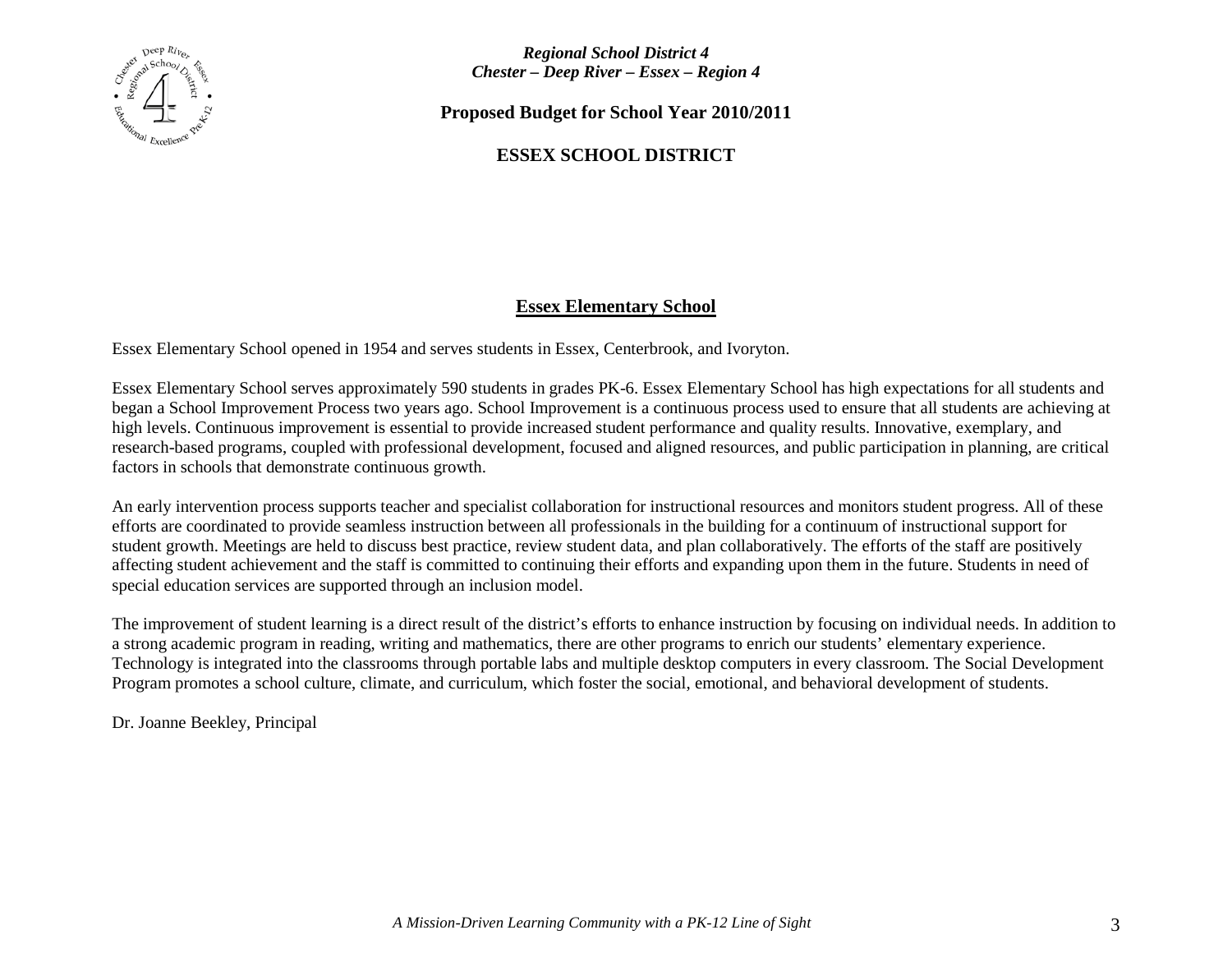*Regional School District 4*
*Chester – Deep River – Essex – Region 4*

**Proposed Budget for School Year 2010/2011**

**ESSEX SCHOOL DISTRICT**

## Essex Elementary School

Essex Elementary School opened in 1954 and serves students in Essex, Centerbrook, and Ivoryton.

Essex Elementary School serves approximately 590 students in grades PK-6. Essex Elementary School has high expectations for all students and began a School Improvement Process two years ago. School Improvement is a continuous process used to ensure that all students are achieving at high levels. Continuous improvement is essential to provide increased student performance and quality results. Innovative, exemplary, and research-based programs, coupled with professional development, focused and aligned resources, and public participation in planning, are critical factors in schools that demonstrate continuous growth.

An early intervention process supports teacher and specialist collaboration for instructional resources and monitors student progress. All of these efforts are coordinated to provide seamless instruction between all professionals in the building for a continuum of instructional support for student growth. Meetings are held to discuss best practice, review student data, and plan collaboratively. The efforts of the staff are positively affecting student achievement and the staff is committed to continuing their efforts and expanding upon them in the future. Students in need of special education services are supported through an inclusion model.

The improvement of student learning is a direct result of the district's efforts to enhance instruction by focusing on individual needs. In addition to a strong academic program in reading, writing and mathematics, there are other programs to enrich our students' elementary experience. Technology is integrated into the classrooms through portable labs and multiple desktop computers in every classroom. The Social Development Program promotes a school culture, climate, and curriculum, which foster the social, emotional, and behavioral development of students.

Dr. Joanne Beekley, Principal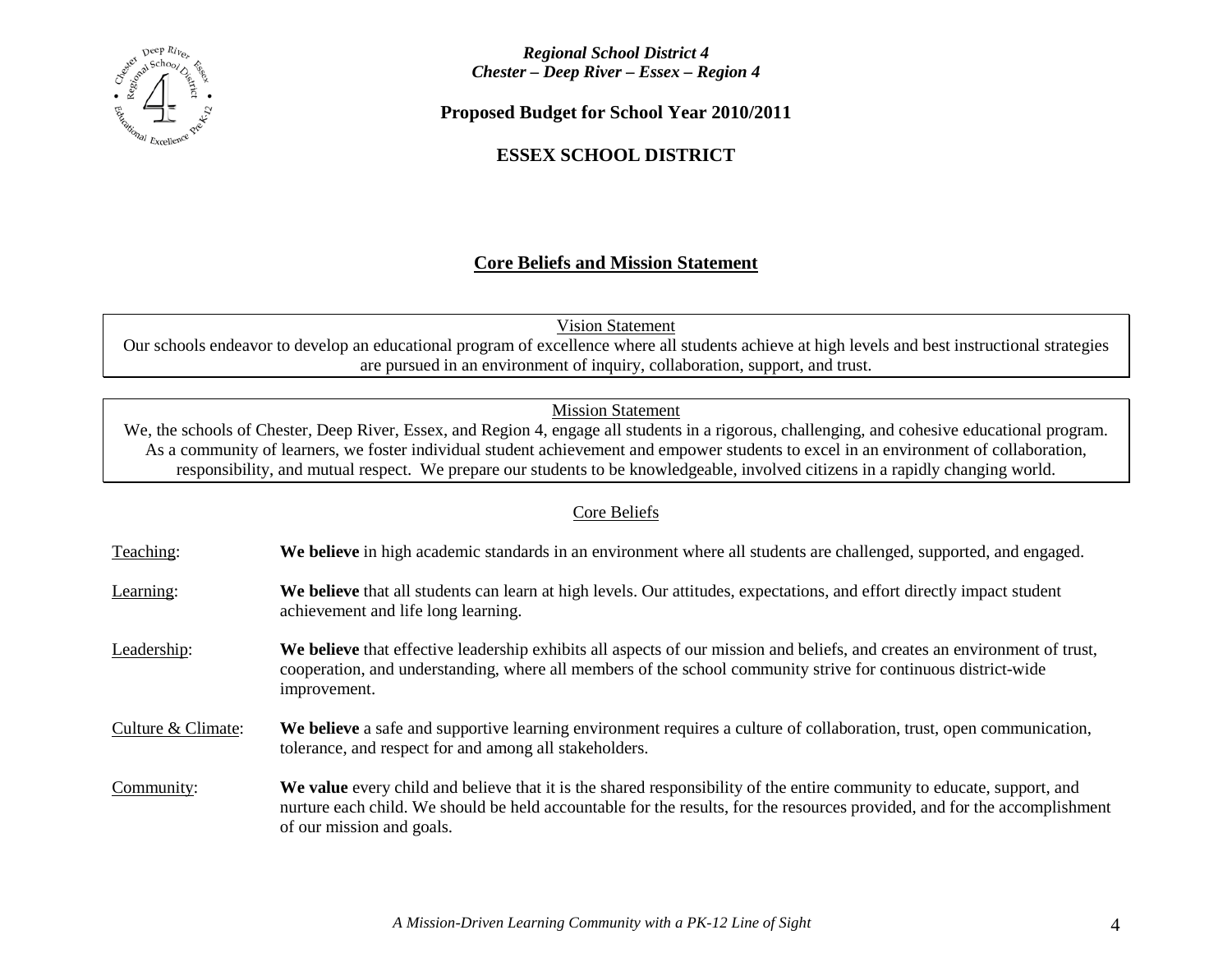*Regional School District 4*
*Chester – Deep River – Essex – Region 4*

**Proposed Budget for School Year 2010/2011**

**ESSEX SCHOOL DISTRICT**

## Core Beliefs and Mission Statement

**Vision Statement**

Our schools endeavor to develop an educational program of excellence where all students achieve at high levels and best instructional strategies are pursued in an environment of inquiry, collaboration, support, and trust.

**Mission Statement**

We, the schools of Chester, Deep River, Essex, and Region 4, engage all students in a rigorous, challenging, and cohesive educational program. As a community of learners, we foster individual student achievement and empower students to excel in an environment of collaboration, responsibility, and mutual respect. We prepare our students to be knowledgeable, involved citizens in a rapidly changing world.

**Core Beliefs**

Teaching: **We believe** in high academic standards in an environment where all students are challenged, supported, and engaged.

Learning: **We believe** that all students can learn at high levels. Our attitudes, expectations, and effort directly impact student achievement and life long learning.

Leadership: **We believe** that effective leadership exhibits all aspects of our mission and beliefs, and creates an environment of trust, cooperation, and understanding, where all members of the school community strive for continuous district-wide improvement.

Culture & Climate: **We believe** a safe and supportive learning environment requires a culture of collaboration, trust, open communication, tolerance, and respect for and among all stakeholders.

Community: **We value** every child and believe that it is the shared responsibility of the entire community to educate, support, and nurture each child. We should be held accountable for the results, for the resources provided, and for the accomplishment of our mission and goals.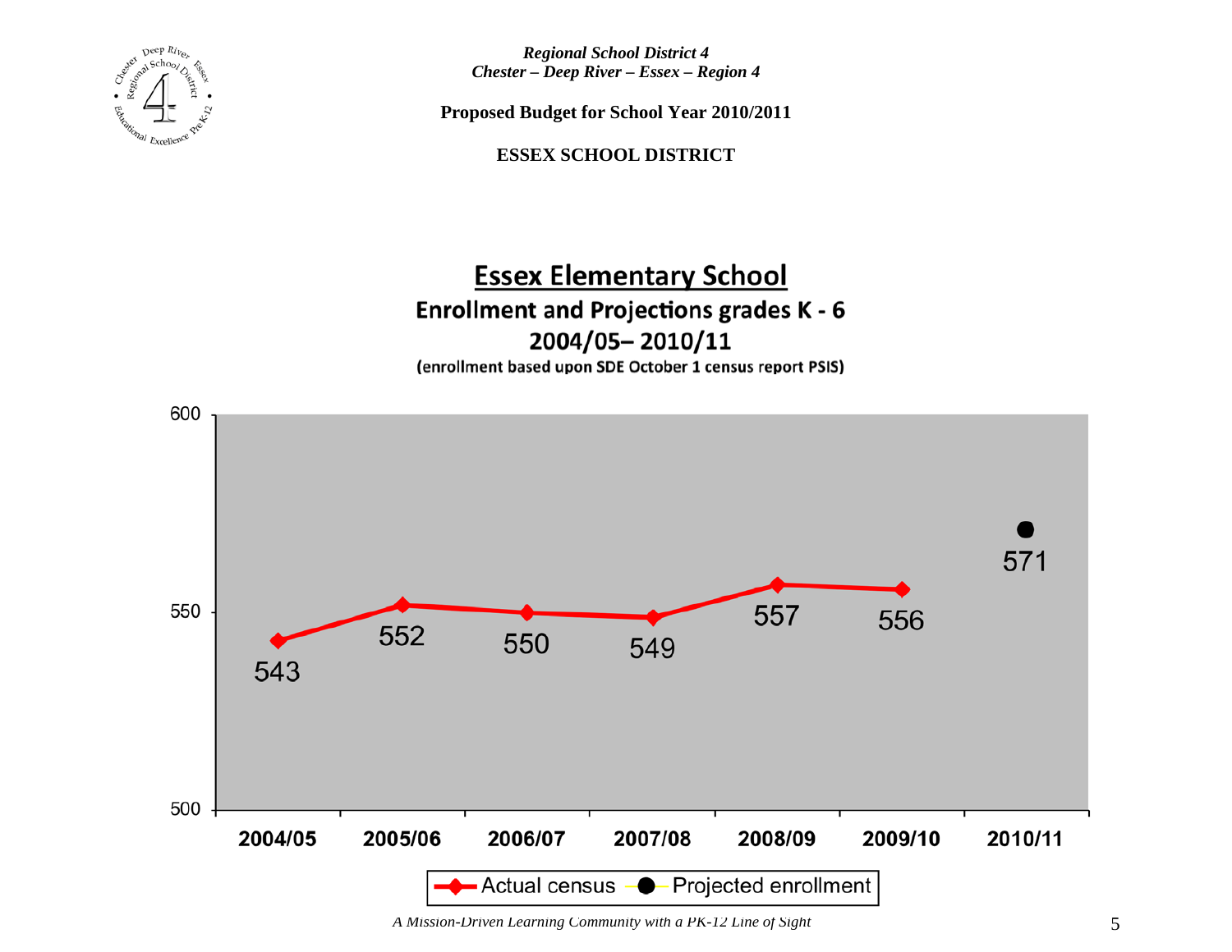*Regional School District 4*
*Chester – Deep River – Essex – Region 4*

**Proposed Budget for School Year 2010/2011**

**ESSEX SCHOOL DISTRICT**

## Essex Elementary School

**Enrollment and Projections grades K - 6**
**2004/05– 2010/11**
**(enrollment based upon SDE October 1 census report PSIS)**

| Year | Actual census | Projected enrollment |
|---|---|---|
| 2004/05 | 543 | |
| 2005/06 | 552 | |
| 2006/07 | 550 | |
| 2007/08 | 549 | |
| 2008/09 | 557 | |
| 2009/10 | 556 | |
| 2010/11 | | 571 |

*A Mission-Driven Learning Community with a PK-12 Line of Sight*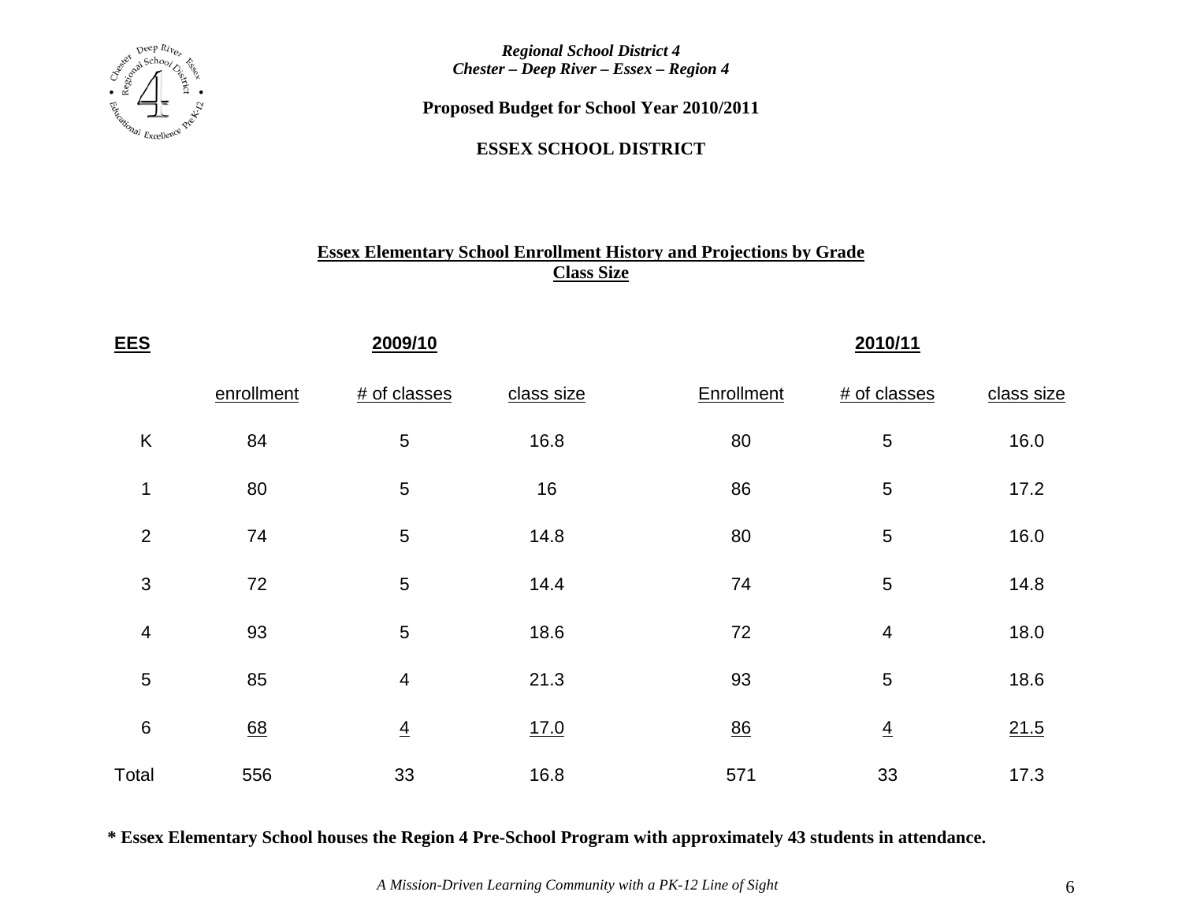*Regional School District 4*
*Chester – Deep River – Essex – Region 4*

**Proposed Budget for School Year 2010/2011**

**ESSEX SCHOOL DISTRICT**

**Essex Elementary School Enrollment History and Projections by Grade**
**Class Size**

| EES | 2009/10 | | | 2010/11 | | |
|---|---|---|---|---|---|---|
| | enrollment | # of classes | class size | Enrollment | # of classes | class size |
| K | 84 | 5 | 16.8 | 80 | 5 | 16.0 |
| 1 | 80 | 5 | 16 | 86 | 5 | 17.2 |
| 2 | 74 | 5 | 14.8 | 80 | 5 | 16.0 |
| 3 | 72 | 5 | 14.4 | 74 | 5 | 14.8 |
| 4 | 93 | 5 | 18.6 | 72 | 4 | 18.0 |
| 5 | 85 | 4 | 21.3 | 93 | 5 | 18.6 |
| 6 | 68 | 4 | 17.0 | 86 | 4 | 21.5 |
| Total | 556 | 33 | 16.8 | 571 | 33 | 17.3 |

**\* Essex Elementary School houses the Region 4 Pre-School Program with approximately 43 students in attendance.**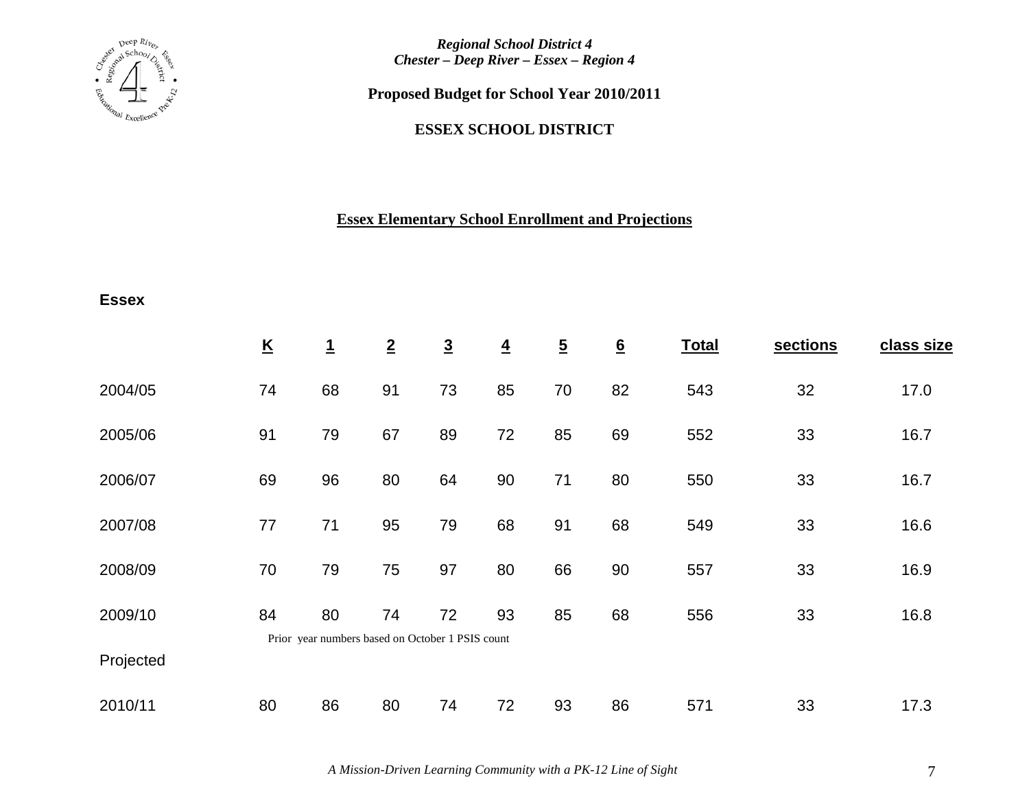*Regional School District 4*
*Chester – Deep River – Essex – Region 4*

**Proposed Budget for School Year 2010/2011**

**ESSEX SCHOOL DISTRICT**

## Essex Elementary School Enrollment and Projections

**Essex**

| | K | 1 | 2 | 3 | 4 | 5 | 6 | Total | sections | class size |
|---|---|---|---|---|---|---|---|---|---|---|
| 2004/05 | 74 | 68 | 91 | 73 | 85 | 70 | 82 | 543 | 32 | 17.0 |
| 2005/06 | 91 | 79 | 67 | 89 | 72 | 85 | 69 | 552 | 33 | 16.7 |
| 2006/07 | 69 | 96 | 80 | 64 | 90 | 71 | 80 | 550 | 33 | 16.7 |
| 2007/08 | 77 | 71 | 95 | 79 | 68 | 91 | 68 | 549 | 33 | 16.6 |
| 2008/09 | 70 | 79 | 75 | 97 | 80 | 66 | 90 | 557 | 33 | 16.9 |
| 2009/10 | 84 | 80 | 74 | 72 | 93 | 85 | 68 | 556 | 33 | 16.8 |
| Projected | | | | | | | | | | |
| 2010/11 | 80 | 86 | 80 | 74 | 72 | 93 | 86 | 571 | 33 | 17.3 |

Prior year numbers based on October 1 PSIS count

*A Mission-Driven Learning Community with a PK-12 Line of Sight*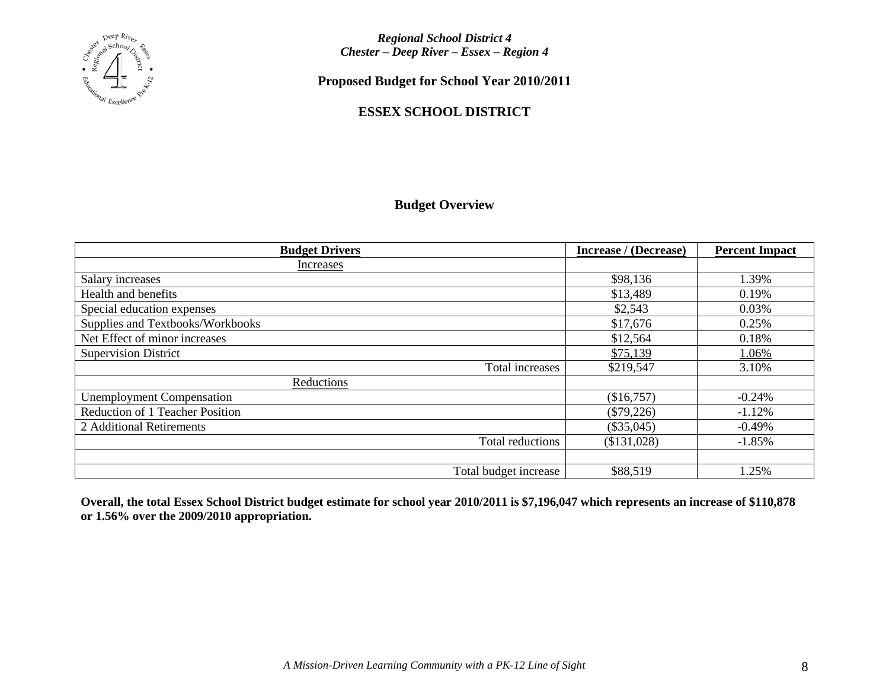*Regional School District 4*
*Chester – Deep River – Essex – Region 4*

**Proposed Budget for School Year 2010/2011**

**ESSEX SCHOOL DISTRICT**

## Budget Overview

| Budget Drivers | Increase / (Decrease) | Percent Impact |
|---|---|---|
| Increases | | |
| Salary increases | $98,136 | 1.39% |
| Health and benefits | $13,489 | 0.19% |
| Special education expenses | $2,543 | 0.03% |
| Supplies and Textbooks/Workbooks | $17,676 | 0.25% |
| Net Effect of minor increases | $12,564 | 0.18% |
| Supervision District | $75,139 | 1.06% |
| Total increases | $219,547 | 3.10% |
| Reductions | | |
| Unemployment Compensation | ($16,757) | -0.24% |
| Reduction of 1 Teacher Position | ($79,226) | -1.12% |
| 2 Additional Retirements | ($35,045) | -0.49% |
| Total reductions | ($131,028) | -1.85% |
| | | |
| Total budget increase | $88,519 | 1.25% |

**Overall, the total Essex School District budget estimate for school year 2010/2011 is $7,196,047 which represents an increase of $110,878 or 1.56% over the 2009/2010 appropriation.**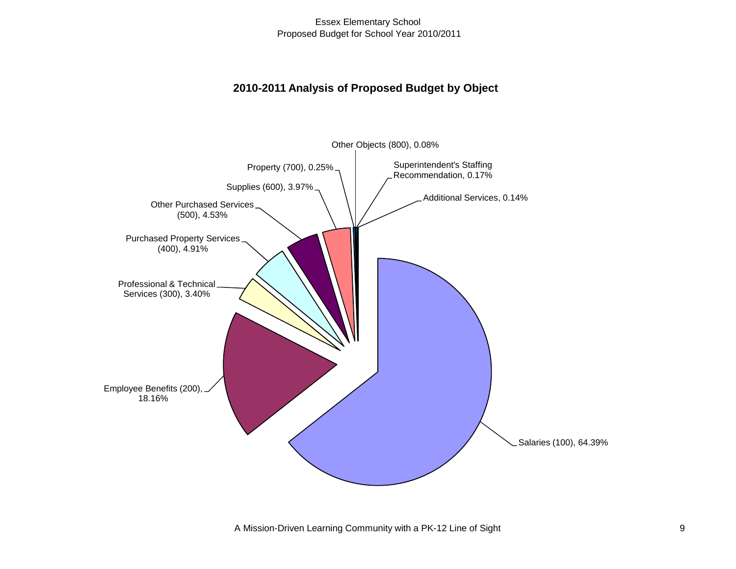## 2010-2011 Analysis of Proposed Budget by Object

Other Objects (800), 0.08%

Property (700), 0.25%

Superintendent's Staffing Recommendation, 0.17%

Supplies (600), 3.97%

Additional Services, 0.14%

Other Purchased Services (500), 4.53%

Purchased Property Services (400), 4.91%

Professional & Technical Services (300), 3.40%

Employee Benefits (200), 18.16%

Salaries (100), 64.39%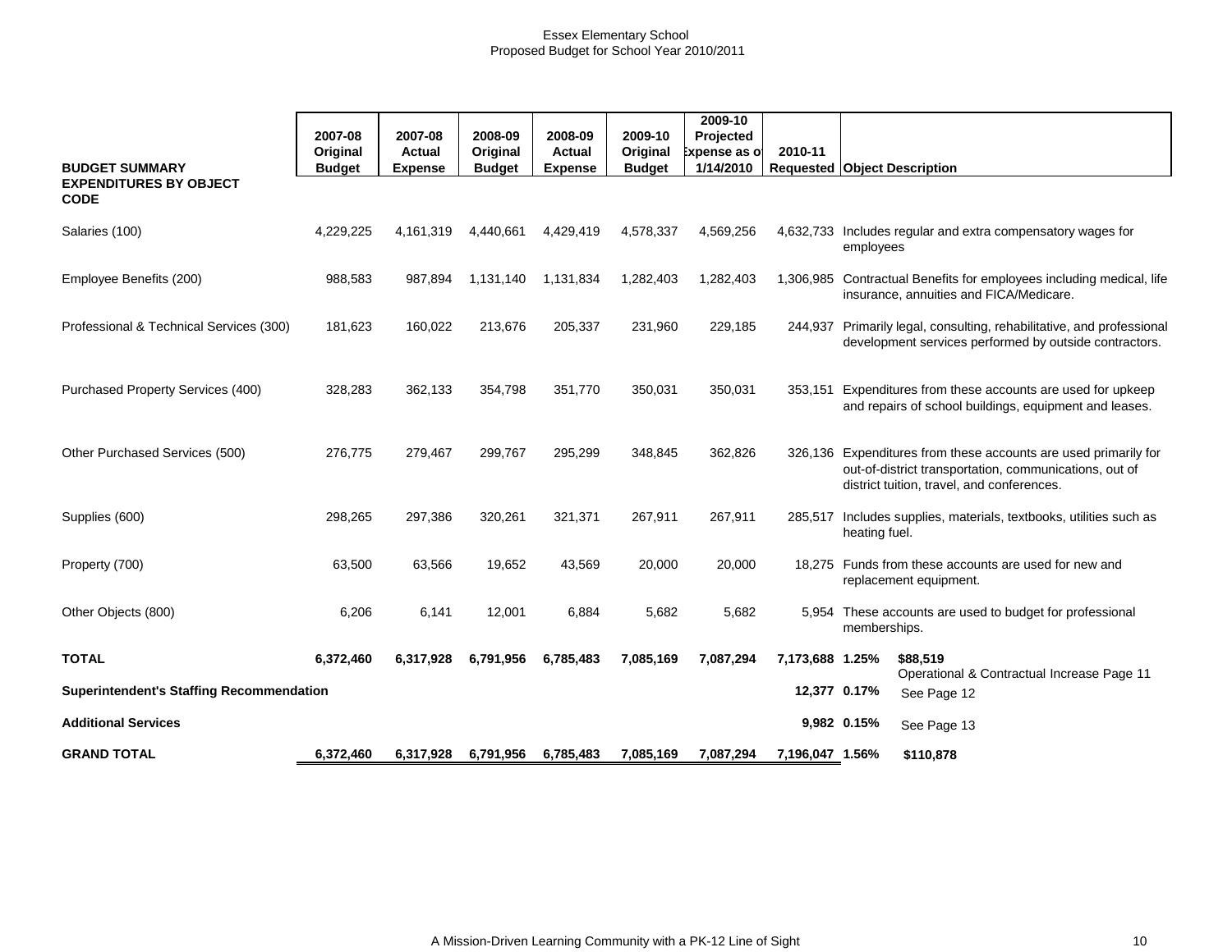Essex Elementary School
Proposed Budget for School Year 2010/2011

| BUDGET SUMMARY<br>EXPENDITURES BY OBJECT CODE | 2007-08 Original Budget | 2007-08 Actual Expense | 2008-09 Original Budget | 2008-09 Actual Expense | 2009-10 Original Budget | 2009-10 Projected Expense as of 1/14/2010 | 2010-11 Requested | | Object Description |
|---|---|---|---|---|---|---|---|---|---|
| Salaries (100) | 4,229,225 | 4,161,319 | 4,440,661 | 4,429,419 | 4,578,337 | 4,569,256 | 4,632,733 | | Includes regular and extra compensatory wages for employees |
| Employee Benefits (200) | 988,583 | 987,894 | 1,131,140 | 1,131,834 | 1,282,403 | 1,282,403 | 1,306,985 | | Contractual Benefits for employees including medical, life insurance, annuities and FICA/Medicare. |
| Professional & Technical Services (300) | 181,623 | 160,022 | 213,676 | 205,337 | 231,960 | 229,185 | 244,937 | | Primarily legal, consulting, rehabilitative, and professional development services performed by outside contractors. |
| Purchased Property Services (400) | 328,283 | 362,133 | 354,798 | 351,770 | 350,031 | 350,031 | 353,151 | | Expenditures from these accounts are used for upkeep and repairs of school buildings, equipment and leases. |
| Other Purchased Services (500) | 276,775 | 279,467 | 299,767 | 295,299 | 348,845 | 362,826 | 326,136 | | Expenditures from these accounts are used primarily for out-of-district transportation, communications, out of district tuition, travel, and conferences. |
| Supplies (600) | 298,265 | 297,386 | 320,261 | 321,371 | 267,911 | 267,911 | 285,517 | | Includes supplies, materials, textbooks, utilities such as heating fuel. |
| Property (700) | 63,500 | 63,566 | 19,652 | 43,569 | 20,000 | 20,000 | 18,275 | | Funds from these accounts are used for new and replacement equipment. |
| Other Objects (800) | 6,206 | 6,141 | 12,001 | 6,884 | 5,682 | 5,682 | 5,954 | | These accounts are used to budget for professional memberships. |
| **TOTAL** | **6,372,460** | **6,317,928** | **6,791,956** | **6,785,483** | **7,085,169** | **7,087,294** | **7,173,688** | **1.25%** | **$88,519** Operational & Contractual Increase Page 11 |
| **Superintendent's Staffing Recommendation** | | | | | | | **12,377** | **0.17%** | See Page 12 |
| **Additional Services** | | | | | | | **9,982** | **0.15%** | See Page 13 |
| **GRAND TOTAL** | **6,372,460** | **6,317,928** | **6,791,956** | **6,785,483** | **7,085,169** | **7,087,294** | **7,196,047** | **1.56%** | **$110,878** |

A Mission-Driven Learning Community with a PK-12 Line of Sight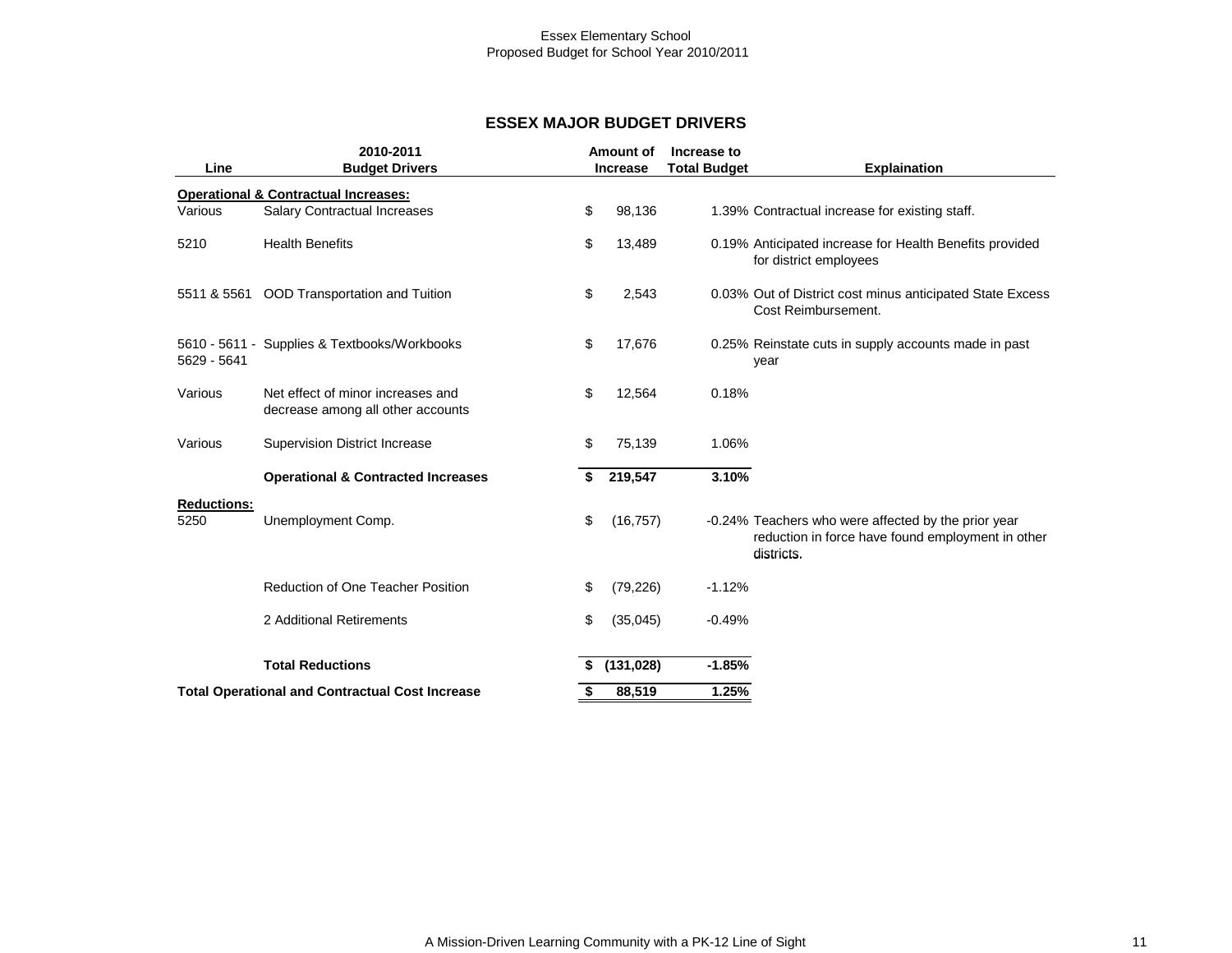Essex Elementary School
Proposed Budget for School Year 2010/2011

## ESSEX MAJOR BUDGET DRIVERS

| Line | 2010-2011 Budget Drivers | Amount of Increase | Increase to Total Budget | Explaination |
|---|---|---|---|---|
| **Operational & Contractual Increases:** | | | | |
| Various | Salary Contractual Increases | $ 98,136 | 1.39% | Contractual increase for existing staff. |
| 5210 | Health Benefits | $ 13,489 | 0.19% | Anticipated increase for Health Benefits provided for district employees |
| 5511 & 5561 | OOD Transportation and Tuition | $ 2,543 | 0.03% | Out of District cost minus anticipated State Excess Cost Reimbursement. |
| 5610 - 5611 - 5629 - 5641 | Supplies & Textbooks/Workbooks | $ 17,676 | 0.25% | Reinstate cuts in supply accounts made in past year |
| Various | Net effect of minor increases and decrease among all other accounts | $ 12,564 | 0.18% | |
| Various | Supervision District Increase | $ 75,139 | 1.06% | |
| | **Operational & Contracted Increases** | **$ 219,547** | **3.10%** | |
| **Reductions:** | | | | |
| 5250 | Unemployment Comp. | $ (16,757) | -0.24% | Teachers who were affected by the prior year reduction in force have found employment in other districts. |
| | Reduction of One Teacher Position | $ (79,226) | -1.12% | |
| | 2 Additional Retirements | $ (35,045) | -0.49% | |
| | **Total Reductions** | **$ (131,028)** | **-1.85%** | |
| **Total Operational and Contractual Cost Increase** | | **$ 88,519** | **1.25%** | |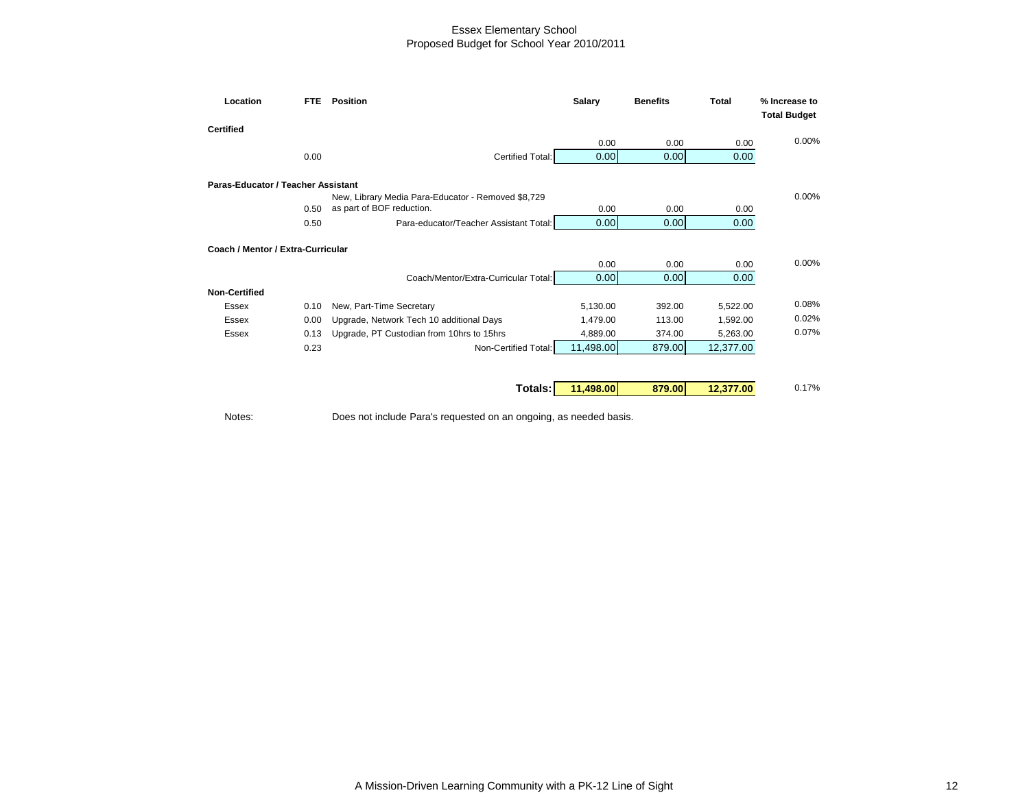Essex Elementary School
Proposed Budget for School Year 2010/2011

| Location | FTE | Position | Salary | Benefits | Total | % Increase to Total Budget |
|---|---|---|---|---|---|---|
| **Certified** | | | | | | |
| | | | 0.00 | 0.00 | 0.00 | 0.00% |
| | 0.00 | Certified Total: | 0.00 | 0.00 | 0.00 | |
| **Paras-Educator / Teacher Assistant** | | | | | | |
| | 0.50 | New, Library Media Para-Educator - Removed $8,729 as part of BOF reduction. | 0.00 | 0.00 | 0.00 | 0.00% |
| | 0.50 | Para-educator/Teacher Assistant Total: | 0.00 | 0.00 | 0.00 | |
| **Coach / Mentor / Extra-Curricular** | | | | | | |
| | | | 0.00 | 0.00 | 0.00 | 0.00% |
| | | Coach/Mentor/Extra-Curricular Total: | 0.00 | 0.00 | 0.00 | |
| **Non-Certified** | | | | | | |
| Essex | 0.10 | New, Part-Time Secretary | 5,130.00 | 392.00 | 5,522.00 | 0.08% |
| Essex | 0.00 | Upgrade, Network Tech 10 additional Days | 1,479.00 | 113.00 | 1,592.00 | 0.02% |
| Essex | 0.13 | Upgrade, PT Custodian from 10hrs to 15hrs | 4,889.00 | 374.00 | 5,263.00 | 0.07% |
| | 0.23 | Non-Certified Total: | 11,498.00 | 879.00 | 12,377.00 | |
| | | **Totals:** | **11,498.00** | **879.00** | **12,377.00** | 0.17% |

Notes: Does not include Para's requested on an ongoing, as needed basis.

A Mission-Driven Learning Community with a PK-12 Line of Sight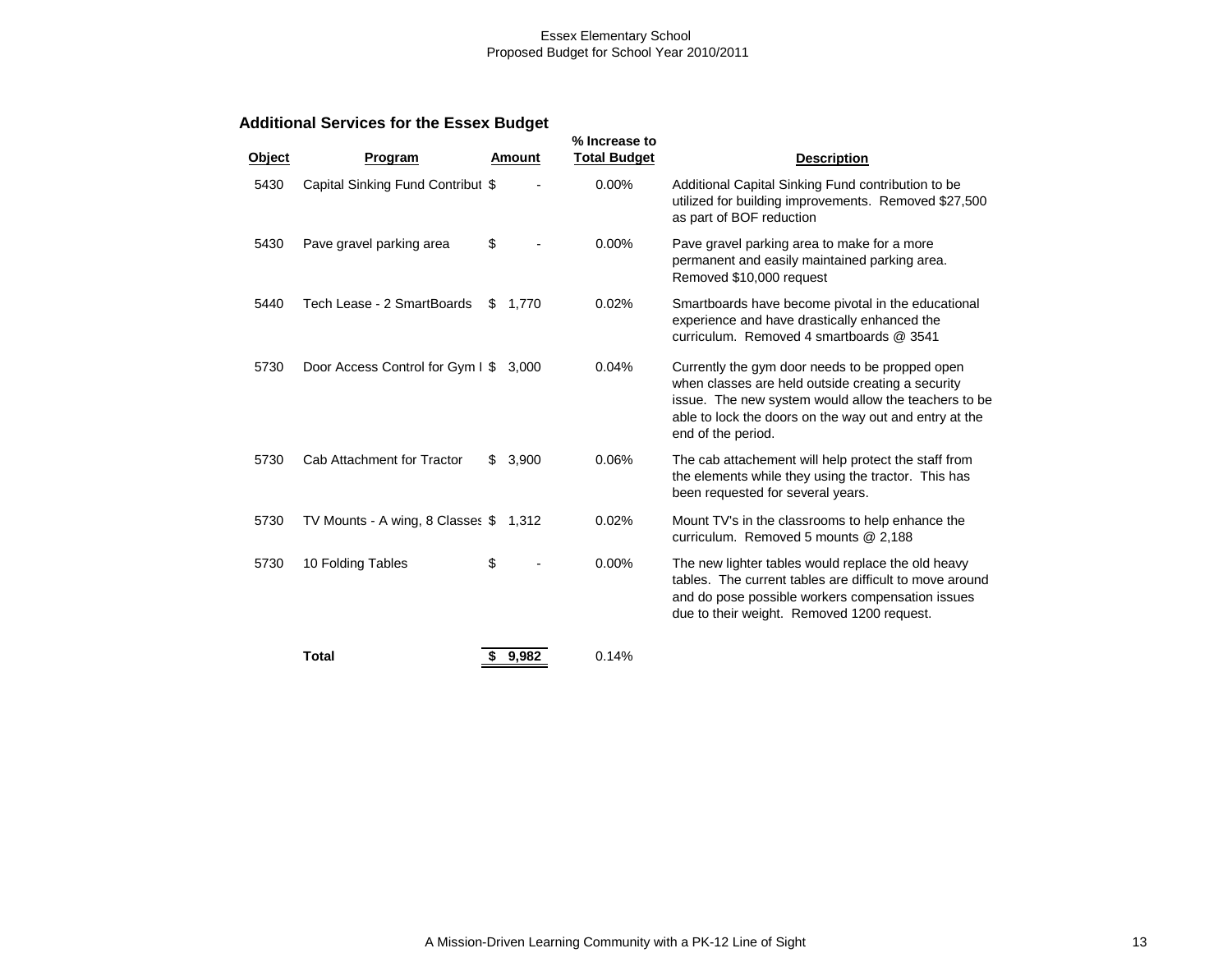Essex Elementary School
Proposed Budget for School Year 2010/2011

### Additional Services for the Essex Budget

| Object | Program | Amount | % Increase to Total Budget | Description |
|---|---|---|---|---|
| 5430 | Capital Sinking Fund Contribut | $ - | 0.00% | Additional Capital Sinking Fund contribution to be utilized for building improvements. Removed $27,500 as part of BOF reduction |
| 5430 | Pave gravel parking area | $ - | 0.00% | Pave gravel parking area to make for a more permanent and easily maintained parking area. Removed $10,000 request |
| 5440 | Tech Lease - 2 SmartBoards | $ 1,770 | 0.02% | Smartboards have become pivotal in the educational experience and have drastically enhanced the curriculum. Removed 4 smartboards @ 3541 |
| 5730 | Door Access Control for Gym I | $ 3,000 | 0.04% | Currently the gym door needs to be propped open when classes are held outside creating a security issue. The new system would allow the teachers to be able to lock the doors on the way out and entry at the end of the period. |
| 5730 | Cab Attachment for Tractor | $ 3,900 | 0.06% | The cab attachement will help protect the staff from the elements while they using the tractor. This has been requested for several years. |
| 5730 | TV Mounts - A wing, 8 Classes | $ 1,312 | 0.02% | Mount TV's in the classrooms to help enhance the curriculum. Removed 5 mounts @ 2,188 |
| 5730 | 10 Folding Tables | $ - | 0.00% | The new lighter tables would replace the old heavy tables. The current tables are difficult to move around and do pose possible workers compensation issues due to their weight. Removed 1200 request. |
| | **Total** | **$ 9,982** | 0.14% | |

A Mission-Driven Learning Community with a PK-12 Line of Sight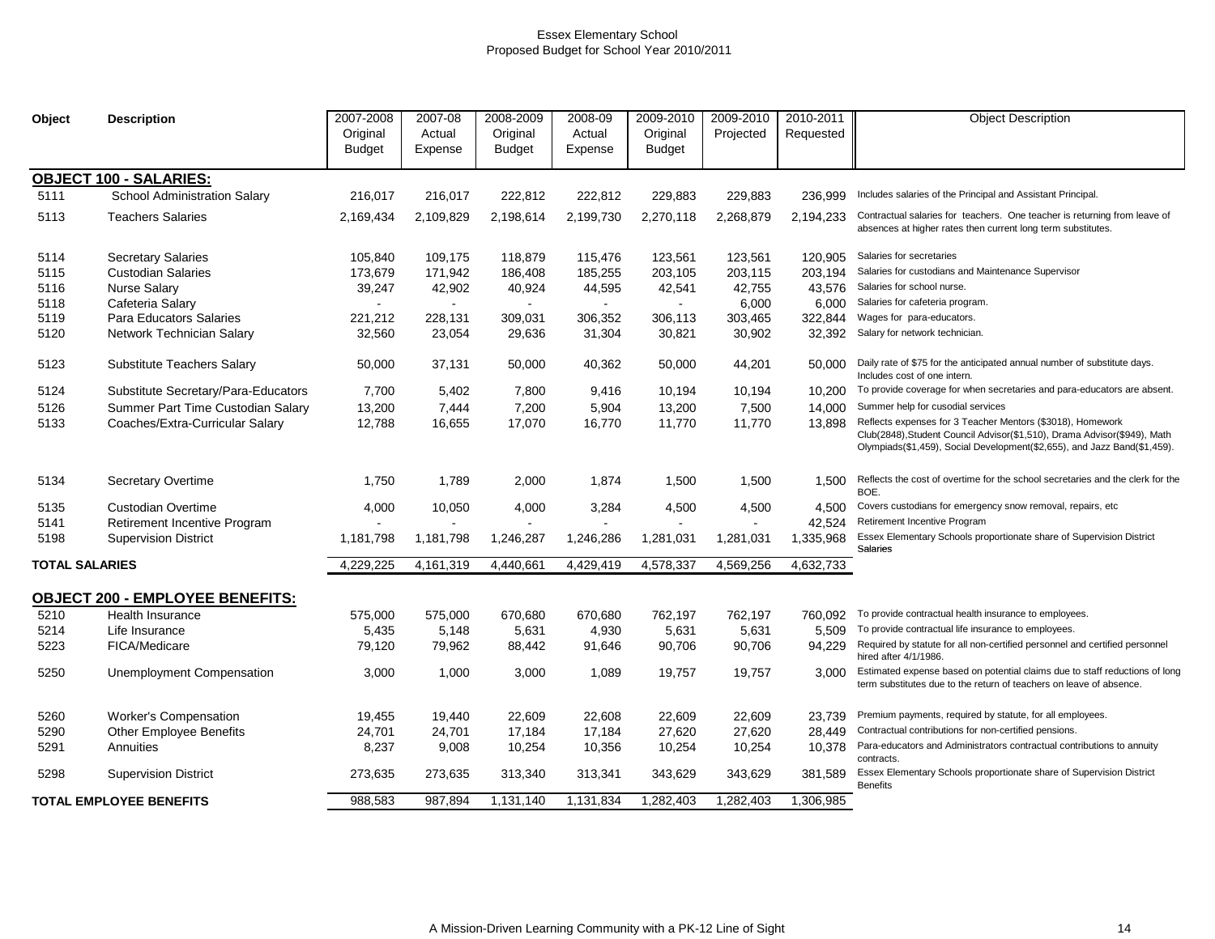# Essex Elementary School
## Proposed Budget for School Year 2010/2011

| Object | Description | 2007-2008 Original Budget | 2007-08 Actual Expense | 2008-2009 Original Budget | 2008-09 Actual Expense | 2009-2010 Original Budget | 2009-2010 Projected | 2010-2011 Requested | Object Description |
|---|---|---|---|---|---|---|---|---|---|
| **OBJECT 100 - SALARIES:** | | | | | | | | | |
| 5111 | School Administration Salary | 216,017 | 216,017 | 222,812 | 222,812 | 229,883 | 229,883 | 236,999 | Includes salaries of the Principal and Assistant Principal. |
| 5113 | Teachers Salaries | 2,169,434 | 2,109,829 | 2,198,614 | 2,199,730 | 2,270,118 | 2,268,879 | 2,194,233 | Contractual salaries for teachers. One teacher is returning from leave of absences at higher rates then current long term substitutes. |
| 5114 | Secretary Salaries | 105,840 | 109,175 | 118,879 | 115,476 | 123,561 | 123,561 | 120,905 | Salaries for secretaries |
| 5115 | Custodian Salaries | 173,679 | 171,942 | 186,408 | 185,255 | 203,105 | 203,115 | 203,194 | Salaries for custodians and Maintenance Supervisor |
| 5116 | Nurse Salary | 39,247 | 42,902 | 40,924 | 44,595 | 42,541 | 42,755 | 43,576 | Salaries for school nurse. |
| 5118 | Cafeteria Salary | - | - | - | - | - | 6,000 | 6,000 | Salaries for cafeteria program. |
| 5119 | Para Educators Salaries | 221,212 | 228,131 | 309,031 | 306,352 | 306,113 | 303,465 | 322,844 | Wages for para-educators. |
| 5120 | Network Technician Salary | 32,560 | 23,054 | 29,636 | 31,304 | 30,821 | 30,902 | 32,392 | Salary for network technician. |
| 5123 | Substitute Teachers Salary | 50,000 | 37,131 | 50,000 | 40,362 | 50,000 | 44,201 | 50,000 | Daily rate of $75 for the anticipated annual number of substitute days. Includes cost of one intern. |
| 5124 | Substitute Secretary/Para-Educators | 7,700 | 5,402 | 7,800 | 9,416 | 10,194 | 10,194 | 10,200 | To provide coverage for when secretaries and para-educators are absent. |
| 5126 | Summer Part Time Custodian Salary | 13,200 | 7,444 | 7,200 | 5,904 | 13,200 | 7,500 | 14,000 | Summer help for cusodial services |
| 5133 | Coaches/Extra-Curricular Salary | 12,788 | 16,655 | 17,070 | 16,770 | 11,770 | 11,770 | 13,898 | Reflects expenses for 3 Teacher Mentors ($3018), Homework Club(2848),Student Council Advisor($1,510), Drama Advisor($949), Math Olympiads($1,459), Social Development($2,655), and Jazz Band($1,459). |
| 5134 | Secretary Overtime | 1,750 | 1,789 | 2,000 | 1,874 | 1,500 | 1,500 | 1,500 | Reflects the cost of overtime for the school secretaries and the clerk for the BOE. |
| 5135 | Custodian Overtime | 4,000 | 10,050 | 4,000 | 3,284 | 4,500 | 4,500 | 4,500 | Covers custodians for emergency snow removal, repairs, etc |
| 5141 | Retirement Incentive Program | - | - | - | - | - | - | 42,524 | Retirement Incentive Program |
| 5198 | Supervision District | 1,181,798 | 1,181,798 | 1,246,287 | 1,246,286 | 1,281,031 | 1,281,031 | 1,335,968 | Essex Elementary Schools proportionate share of Supervision District Salaries |
| **TOTAL SALARIES** | | 4,229,225 | 4,161,319 | 4,440,661 | 4,429,419 | 4,578,337 | 4,569,256 | 4,632,733 | |
| **OBJECT 200 - EMPLOYEE BENEFITS:** | | | | | | | | | |
| 5210 | Health Insurance | 575,000 | 575,000 | 670,680 | 670,680 | 762,197 | 762,197 | 760,092 | To provide contractual health insurance to employees. |
| 5214 | Life Insurance | 5,435 | 5,148 | 5,631 | 4,930 | 5,631 | 5,631 | 5,509 | To provide contractual life insurance to employees. |
| 5223 | FICA/Medicare | 79,120 | 79,962 | 88,442 | 91,646 | 90,706 | 90,706 | 94,229 | Required by statute for all non-certified personnel and certified personnel hired after 4/1/1986. |
| 5250 | Unemployment Compensation | 3,000 | 1,000 | 3,000 | 1,089 | 19,757 | 19,757 | 3,000 | Estimated expense based on potential claims due to staff reductions of long term substitutes due to the return of teachers on leave of absence. |
| 5260 | Worker's Compensation | 19,455 | 19,440 | 22,609 | 22,608 | 22,609 | 22,609 | 23,739 | Premium payments, required by statute, for all employees. |
| 5290 | Other Employee Benefits | 24,701 | 24,701 | 17,184 | 17,184 | 27,620 | 27,620 | 28,449 | Contractual contributions for non-certified pensions. |
| 5291 | Annuities | 8,237 | 9,008 | 10,254 | 10,356 | 10,254 | 10,254 | 10,378 | Para-educators and Administrators contractual contributions to annuity contracts. |
| 5298 | Supervision District | 273,635 | 273,635 | 313,340 | 313,341 | 343,629 | 343,629 | 381,589 | Essex Elementary Schools proportionate share of Supervision District Benefits |
| **TOTAL EMPLOYEE BENEFITS** | | 988,583 | 987,894 | 1,131,140 | 1,131,834 | 1,282,403 | 1,282,403 | 1,306,985 | |

A Mission-Driven Learning Community with a PK-12 Line of Sight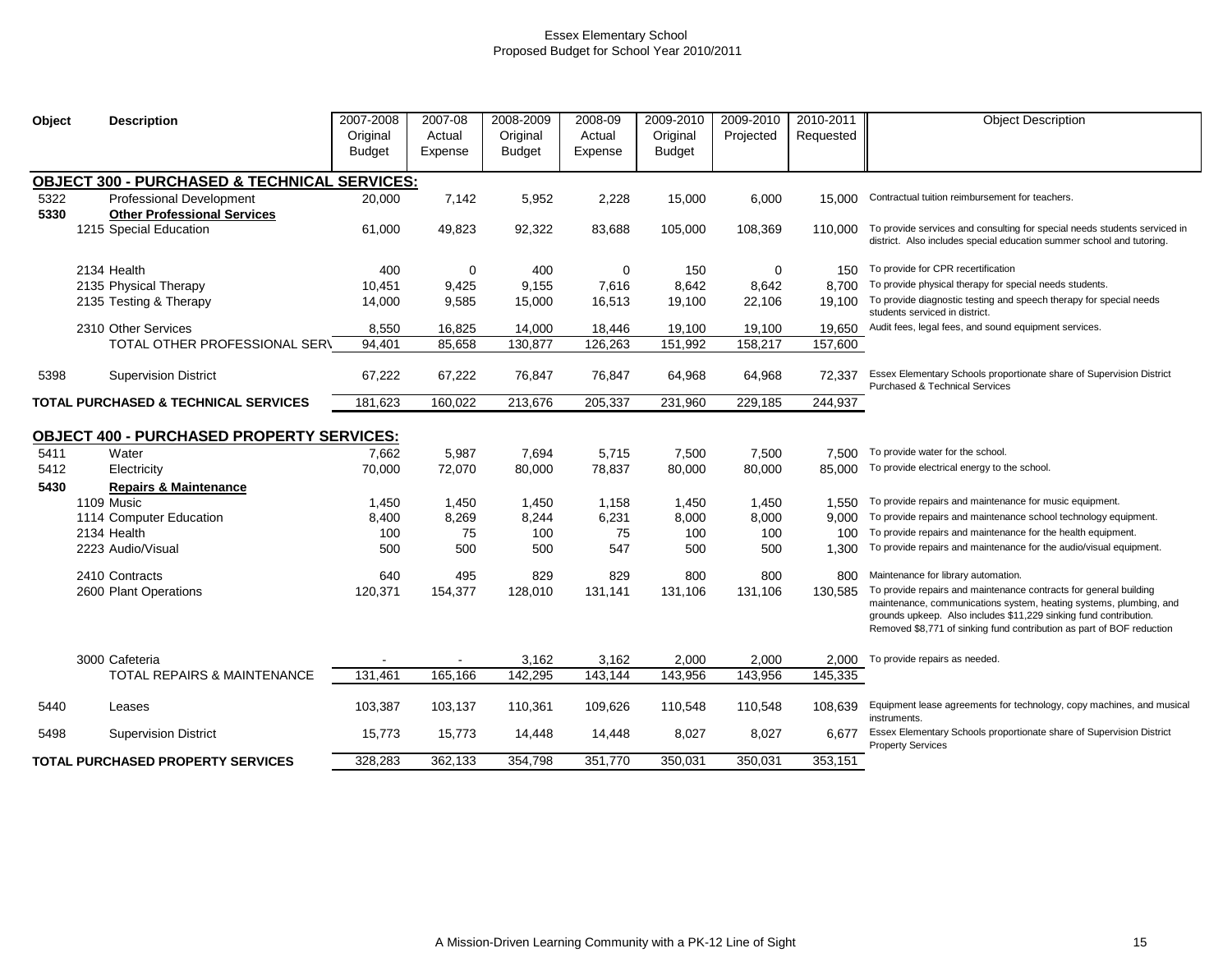Essex Elementary School
Proposed Budget for School Year 2010/2011

| Object | Description | 2007-2008 Original Budget | 2007-08 Actual Expense | 2008-2009 Original Budget | 2008-09 Actual Expense | 2009-2010 Original Budget | 2009-2010 Projected | 2010-2011 Requested | Object Description |
|---|---|---|---|---|---|---|---|---|---|
| | **OBJECT 300 - PURCHASED & TECHNICAL SERVICES:** | | | | | | | | |
| 5322 | Professional Development | 20,000 | 7,142 | 5,952 | 2,228 | 15,000 | 6,000 | 15,000 | Contractual tuition reimbursement for teachers. |
| **5330** | **Other Professional Services** | | | | | | | | |
| | 1215 Special Education | 61,000 | 49,823 | 92,322 | 83,688 | 105,000 | 108,369 | 110,000 | To provide services and consulting for special needs students serviced in district. Also includes special education summer school and tutoring. |
| | 2134 Health | 400 | 0 | 400 | 0 | 150 | 0 | 150 | To provide for CPR recertification |
| | 2135 Physical Therapy | 10,451 | 9,425 | 9,155 | 7,616 | 8,642 | 8,642 | 8,700 | To provide physical therapy for special needs students. |
| | 2135 Testing & Therapy | 14,000 | 9,585 | 15,000 | 16,513 | 19,100 | 22,106 | 19,100 | To provide diagnostic testing and speech therapy for special needs students serviced in district. |
| | 2310 Other Services | 8,550 | 16,825 | 14,000 | 18,446 | 19,100 | 19,100 | 19,650 | Audit fees, legal fees, and sound equipment services. |
| | TOTAL OTHER PROFESSIONAL SERV | 94,401 | 85,658 | 130,877 | 126,263 | 151,992 | 158,217 | 157,600 | |
| 5398 | Supervision District | 67,222 | 67,222 | 76,847 | 76,847 | 64,968 | 64,968 | 72,337 | Essex Elementary Schools proportionate share of Supervision District Purchased & Technical Services |
| | **TOTAL PURCHASED & TECHNICAL SERVICES** | 181,623 | 160,022 | 213,676 | 205,337 | 231,960 | 229,185 | 244,937 | |
| | **OBJECT 400 - PURCHASED PROPERTY SERVICES:** | | | | | | | | |
| 5411 | Water | 7,662 | 5,987 | 7,694 | 5,715 | 7,500 | 7,500 | 7,500 | To provide water for the school. |
| 5412 | Electricity | 70,000 | 72,070 | 80,000 | 78,837 | 80,000 | 80,000 | 85,000 | To provide electrical energy to the school. |
| **5430** | **Repairs & Maintenance** | | | | | | | | |
| | 1109 Music | 1,450 | 1,450 | 1,450 | 1,158 | 1,450 | 1,450 | 1,550 | To provide repairs and maintenance for music equipment. |
| | 1114 Computer Education | 8,400 | 8,269 | 8,244 | 6,231 | 8,000 | 8,000 | 9,000 | To provide repairs and maintenance school technology equipment. |
| | 2134 Health | 100 | 75 | 100 | 75 | 100 | 100 | 100 | To provide repairs and maintenance for the health equipment. |
| | 2223 Audio/Visual | 500 | 500 | 500 | 547 | 500 | 500 | 1,300 | To provide repairs and maintenance for the audio/visual equipment. |
| | 2410 Contracts | 640 | 495 | 829 | 829 | 800 | 800 | 800 | Maintenance for library automation. |
| | 2600 Plant Operations | 120,371 | 154,377 | 128,010 | 131,141 | 131,106 | 131,106 | 130,585 | To provide repairs and maintenance contracts for general building maintenance, communications system, heating systems, plumbing, and grounds upkeep. Also includes $11,229 sinking fund contribution. Removed $8,771 of sinking fund contribution as part of BOF reduction |
| | 3000 Cafeteria | - | - | 3,162 | 3,162 | 2,000 | 2,000 | 2,000 | To provide repairs as needed. |
| | TOTAL REPAIRS & MAINTENANCE | 131,461 | 165,166 | 142,295 | 143,144 | 143,956 | 143,956 | 145,335 | |
| 5440 | Leases | 103,387 | 103,137 | 110,361 | 109,626 | 110,548 | 110,548 | 108,639 | Equipment lease agreements for technology, copy machines, and musical instruments. |
| 5498 | Supervision District | 15,773 | 15,773 | 14,448 | 14,448 | 8,027 | 8,027 | 6,677 | Essex Elementary Schools proportionate share of Supervision District Property Services |
| | **TOTAL PURCHASED PROPERTY SERVICES** | 328,283 | 362,133 | 354,798 | 351,770 | 350,031 | 350,031 | 353,151 | |

A Mission-Driven Learning Community with a PK-12 Line of Sight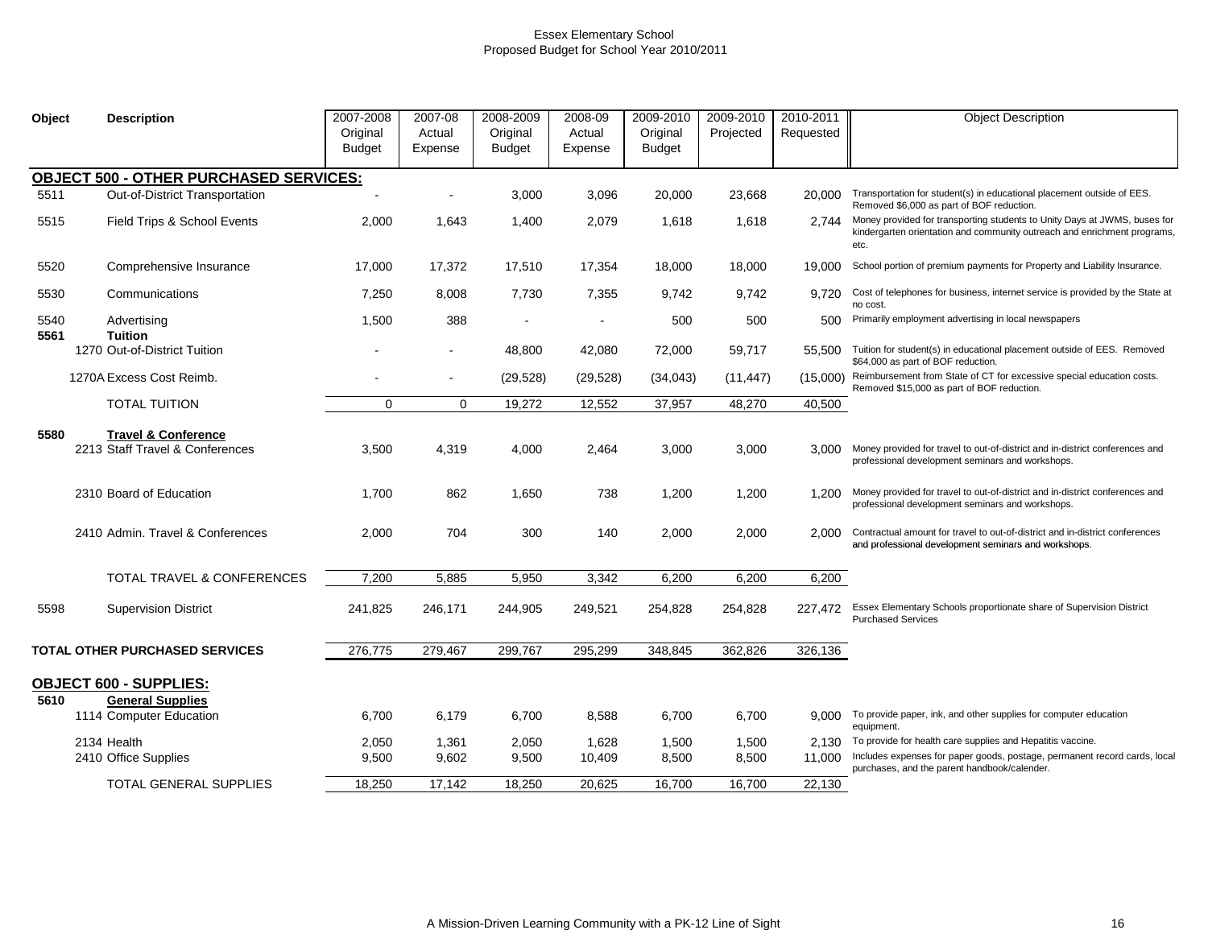Essex Elementary School
Proposed Budget for School Year 2010/2011

| Object | Description | 2007-2008 Original Budget | 2007-08 Actual Expense | 2008-2009 Original Budget | 2008-09 Actual Expense | 2009-2010 Original Budget | 2009-2010 Projected | 2010-2011 Requested | Object Description |
|---|---|---|---|---|---|---|---|---|---|
| | **OBJECT 500 - OTHER PURCHASED SERVICES:** | | | | | | | | |
| 5511 | Out-of-District Transportation | - | - | 3,000 | 3,096 | 20,000 | 23,668 | 20,000 | Transportation for student(s) in educational placement outside of EES. Removed $6,000 as part of BOF reduction. |
| 5515 | Field Trips & School Events | 2,000 | 1,643 | 1,400 | 2,079 | 1,618 | 1,618 | 2,744 | Money provided for transporting students to Unity Days at JWMS, buses for kindergarten orientation and community outreach and enrichment programs, etc. |
| 5520 | Comprehensive Insurance | 17,000 | 17,372 | 17,510 | 17,354 | 18,000 | 18,000 | 19,000 | School portion of premium payments for Property and Liability Insurance. |
| 5530 | Communications | 7,250 | 8,008 | 7,730 | 7,355 | 9,742 | 9,742 | 9,720 | Cost of telephones for business, internet service is provided by the State at no cost. |
| 5540 | Advertising | 1,500 | 388 | - | - | 500 | 500 | 500 | Primarily employment advertising in local newspapers |
| **5561** | **Tuition** | | | | | | | | |
| | 1270 Out-of-District Tuition | - | - | 48,800 | 42,080 | 72,000 | 59,717 | 55,500 | Tuition for student(s) in educational placement outside of EES. Removed $64,000 as part of BOF reduction. |
| | 1270A Excess Cost Reimb. | - | - | (29,528) | (29,528) | (34,043) | (11,447) | (15,000) | Reimbursement from State of CT for excessive special education costs. Removed $15,000 as part of BOF reduction. |
| | TOTAL TUITION | 0 | 0 | 19,272 | 12,552 | 37,957 | 48,270 | 40,500 | |
| **5580** | **Travel & Conference** | | | | | | | | |
| | 2213 Staff Travel & Conferences | 3,500 | 4,319 | 4,000 | 2,464 | 3,000 | 3,000 | 3,000 | Money provided for travel to out-of-district and in-district conferences and professional development seminars and workshops. |
| | 2310 Board of Education | 1,700 | 862 | 1,650 | 738 | 1,200 | 1,200 | 1,200 | Money provided for travel to out-of-district and in-district conferences and professional development seminars and workshops. |
| | 2410 Admin. Travel & Conferences | 2,000 | 704 | 300 | 140 | 2,000 | 2,000 | 2,000 | Contractual amount for travel to out-of-district and in-district conferences and professional development seminars and workshops. |
| | TOTAL TRAVEL & CONFERENCES | 7,200 | 5,885 | 5,950 | 3,342 | 6,200 | 6,200 | 6,200 | |
| 5598 | Supervision District | 241,825 | 246,171 | 244,905 | 249,521 | 254,828 | 254,828 | 227,472 | Essex Elementary Schools proportionate share of Supervision District Purchased Services |
| | **TOTAL OTHER PURCHASED SERVICES** | 276,775 | 279,467 | 299,767 | 295,299 | 348,845 | 362,826 | 326,136 | |
| | **OBJECT 600 - SUPPLIES:** | | | | | | | | |
| **5610** | **General Supplies** | | | | | | | | |
| | 1114 Computer Education | 6,700 | 6,179 | 6,700 | 8,588 | 6,700 | 6,700 | 9,000 | To provide paper, ink, and other supplies for computer education equipment. |
| | 2134 Health | 2,050 | 1,361 | 2,050 | 1,628 | 1,500 | 1,500 | 2,130 | To provide for health care supplies and Hepatitis vaccine. |
| | 2410 Office Supplies | 9,500 | 9,602 | 9,500 | 10,409 | 8,500 | 8,500 | 11,000 | Includes expenses for paper goods, postage, permanent record cards, local purchases, and the parent handbook/calender. |
| | TOTAL GENERAL SUPPLIES | 18,250 | 17,142 | 18,250 | 20,625 | 16,700 | 16,700 | 22,130 | |

A Mission-Driven Learning Community with a PK-12 Line of Sight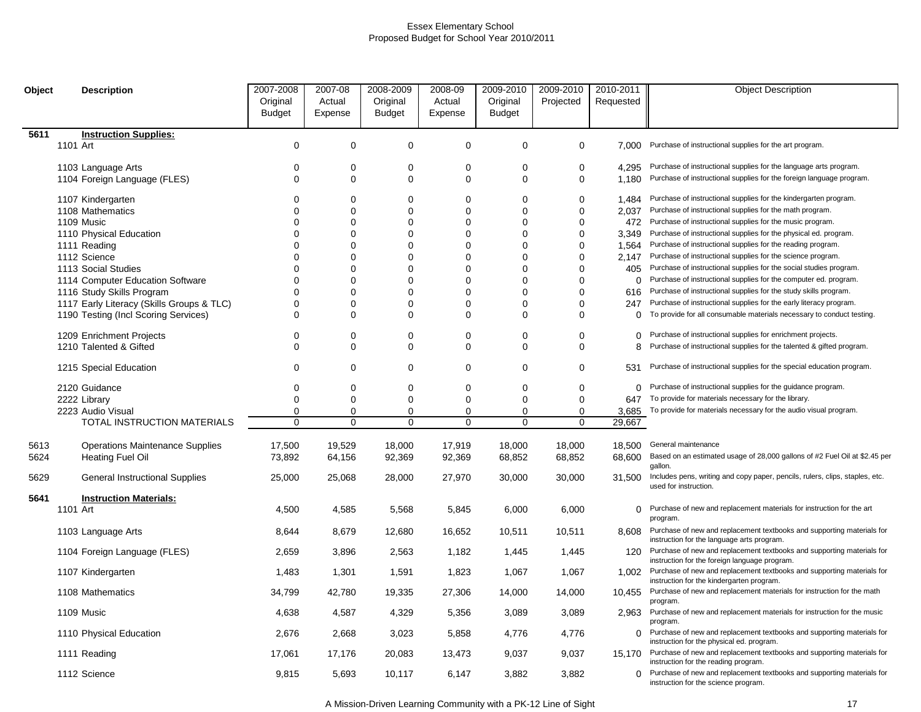Essex Elementary School
Proposed Budget for School Year 2010/2011

| Object | Description | 2007-2008 Original Budget | 2007-08 Actual Expense | 2008-2009 Original Budget | 2008-09 Actual Expense | 2009-2010 Original Budget | 2009-2010 Projected | 2010-2011 Requested | Object Description |
|---|---|---|---|---|---|---|---|---|---|
| **5611** | **Instruction Supplies:** | | | | | | | | |
| | 1101 Art | 0 | 0 | 0 | 0 | 0 | 0 | 7,000 | Purchase of instructional supplies for the art program. |
| | 1103 Language Arts | 0 | 0 | 0 | 0 | 0 | 0 | 4,295 | Purchase of instructional supplies for the language arts program. |
| | 1104 Foreign Language (FLES) | 0 | 0 | 0 | 0 | 0 | 0 | 1,180 | Purchase of instructional supplies for the foreign language program. |
| | 1107 Kindergarten | 0 | 0 | 0 | 0 | 0 | 0 | 1,484 | Purchase of instructional supplies for the kindergarten program. |
| | 1108 Mathematics | 0 | 0 | 0 | 0 | 0 | 0 | 2,037 | Purchase of instructional supplies for the math program. |
| | 1109 Music | 0 | 0 | 0 | 0 | 0 | 0 | 472 | Purchase of instructional supplies for the music program. |
| | 1110 Physical Education | 0 | 0 | 0 | 0 | 0 | 0 | 3,349 | Purchase of instructional supplies for the physical ed. program. |
| | 1111 Reading | 0 | 0 | 0 | 0 | 0 | 0 | 1,564 | Purchase of instructional supplies for the reading program. |
| | 1112 Science | 0 | 0 | 0 | 0 | 0 | 0 | 2,147 | Purchase of instructional supplies for the science program. |
| | 1113 Social Studies | 0 | 0 | 0 | 0 | 0 | 0 | 405 | Purchase of instructional supplies for the social studies program. |
| | 1114 Computer Education Software | 0 | 0 | 0 | 0 | 0 | 0 | 0 | Purchase of instructional supplies for the computer ed. program. |
| | 1116 Study Skills Program | 0 | 0 | 0 | 0 | 0 | 0 | 616 | Purchase of instructional supplies for the study skills program. |
| | 1117 Early Literacy (Skills Groups & TLC) | 0 | 0 | 0 | 0 | 0 | 0 | 247 | Purchase of instructional supplies for the early literacy program. |
| | 1190 Testing (Incl Scoring Services) | 0 | 0 | 0 | 0 | 0 | 0 | 0 | To provide for all consumable materials necessary to conduct testing. |
| | 1209 Enrichment Projects | 0 | 0 | 0 | 0 | 0 | 0 | 0 | Purchase of instructional supplies for enrichment projects. |
| | 1210 Talented & Gifted | 0 | 0 | 0 | 0 | 0 | 0 | 8 | Purchase of instructional supplies for the talented & gifted program. |
| | 1215 Special Education | 0 | 0 | 0 | 0 | 0 | 0 | 531 | Purchase of instructional supplies for the special education program. |
| | 2120 Guidance | 0 | 0 | 0 | 0 | 0 | 0 | 0 | Purchase of instructional supplies for the guidance program. |
| | 2222 Library | 0 | 0 | 0 | 0 | 0 | 0 | 647 | To provide for materials necessary for the library. |
| | 2223 Audio Visual | 0 | 0 | 0 | 0 | 0 | 0 | 3,685 | To provide for materials necessary for the audio visual program. |
| | TOTAL INSTRUCTION MATERIALS | 0 | 0 | 0 | 0 | 0 | 0 | 29,667 | |
| 5613 | Operations Maintenance Supplies | 17,500 | 19,529 | 18,000 | 17,919 | 18,000 | 18,000 | 18,500 | General maintenance |
| 5624 | Heating Fuel Oil | 73,892 | 64,156 | 92,369 | 92,369 | 68,852 | 68,852 | 68,600 | Based on an estimated usage of 28,000 gallons of #2 Fuel Oil at $2.45 per gallon. |
| 5629 | General Instructional Supplies | 25,000 | 25,068 | 28,000 | 27,970 | 30,000 | 30,000 | 31,500 | Includes pens, writing and copy paper, pencils, rulers, clips, staples, etc. used for instruction. |
| **5641** | **Instruction Materials:** | | | | | | | | |
| | 1101 Art | 4,500 | 4,585 | 5,568 | 5,845 | 6,000 | 6,000 | 0 | Purchase of new and replacement materials for instruction for the art program. |
| | 1103 Language Arts | 8,644 | 8,679 | 12,680 | 16,652 | 10,511 | 10,511 | 8,608 | Purchase of new and replacement textbooks and supporting materials for instruction for the language arts program. |
| | 1104 Foreign Language (FLES) | 2,659 | 3,896 | 2,563 | 1,182 | 1,445 | 1,445 | 120 | Purchase of new and replacement textbooks and supporting materials for instruction for the foreign language program. |
| | 1107 Kindergarten | 1,483 | 1,301 | 1,591 | 1,823 | 1,067 | 1,067 | 1,002 | Purchase of new and replacement textbooks and supporting materials for instruction for the kindergarten program. |
| | 1108 Mathematics | 34,799 | 42,780 | 19,335 | 27,306 | 14,000 | 14,000 | 10,455 | Purchase of new and replacement materials for instruction for the math program. |
| | 1109 Music | 4,638 | 4,587 | 4,329 | 5,356 | 3,089 | 3,089 | 2,963 | Purchase of new and replacement materials for instruction for the music program. |
| | 1110 Physical Education | 2,676 | 2,668 | 3,023 | 5,858 | 4,776 | 4,776 | 0 | Purchase of new and replacement textbooks and supporting materials for instruction for the physical ed. program. |
| | 1111 Reading | 17,061 | 17,176 | 20,083 | 13,473 | 9,037 | 9,037 | 15,170 | Purchase of new and replacement textbooks and supporting materials for instruction for the reading program. |
| | 1112 Science | 9,815 | 5,693 | 10,117 | 6,147 | 3,882 | 3,882 | 0 | Purchase of new and replacement textbooks and supporting materials for instruction for the science program. |

A Mission-Driven Learning Community with a PK-12 Line of Sight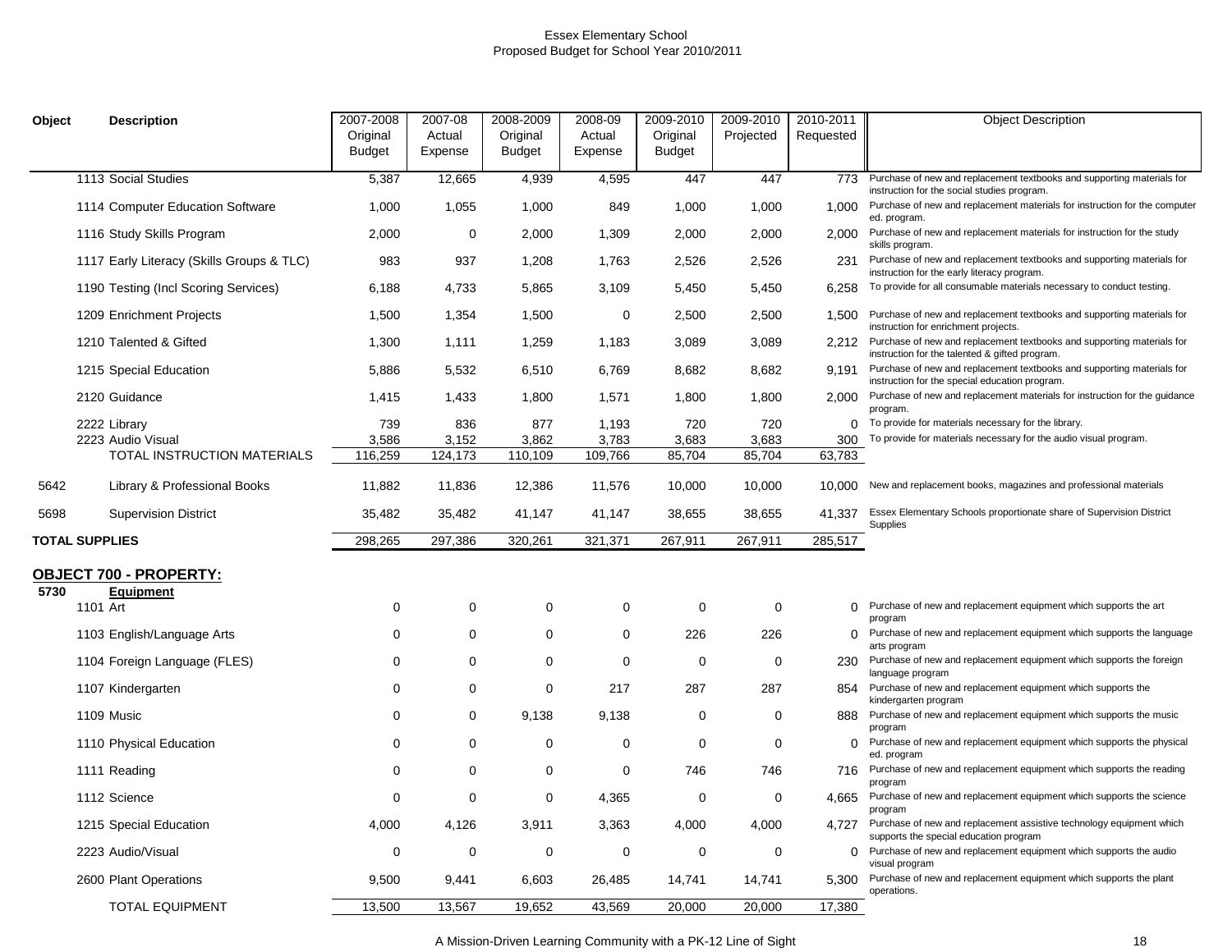# Essex Elementary School
## Proposed Budget for School Year 2010/2011

| Object | Description | 2007-2008 Original Budget | 2007-08 Actual Expense | 2008-2009 Original Budget | 2008-09 Actual Expense | 2009-2010 Original Budget | 2009-2010 Projected | 2010-2011 Requested | Object Description |
|---|---|---|---|---|---|---|---|---|---|
| | 1113 Social Studies | 5,387 | 12,665 | 4,939 | 4,595 | 447 | 447 | 773 | Purchase of new and replacement textbooks and supporting materials for instruction for the social studies program. |
| | 1114 Computer Education Software | 1,000 | 1,055 | 1,000 | 849 | 1,000 | 1,000 | 1,000 | Purchase of new and replacement materials for instruction for the computer ed. program. |
| | 1116 Study Skills Program | 2,000 | 0 | 2,000 | 1,309 | 2,000 | 2,000 | 2,000 | Purchase of new and replacement materials for instruction for the study skills program. |
| | 1117 Early Literacy (Skills Groups & TLC) | 983 | 937 | 1,208 | 1,763 | 2,526 | 2,526 | 231 | Purchase of new and replacement textbooks and supporting materials for instruction for the early literacy program. |
| | 1190 Testing (Incl Scoring Services) | 6,188 | 4,733 | 5,865 | 3,109 | 5,450 | 5,450 | 6,258 | To provide for all consumable materials necessary to conduct testing. |
| | 1209 Enrichment Projects | 1,500 | 1,354 | 1,500 | 0 | 2,500 | 2,500 | 1,500 | Purchase of new and replacement textbooks and supporting materials for instruction for enrichment projects. |
| | 1210 Talented & Gifted | 1,300 | 1,111 | 1,259 | 1,183 | 3,089 | 3,089 | 2,212 | Purchase of new and replacement textbooks and supporting materials for instruction for the talented & gifted program. |
| | 1215 Special Education | 5,886 | 5,532 | 6,510 | 6,769 | 8,682 | 8,682 | 9,191 | Purchase of new and replacement textbooks and supporting materials for instruction for the special education program. |
| | 2120 Guidance | 1,415 | 1,433 | 1,800 | 1,571 | 1,800 | 1,800 | 2,000 | Purchase of new and replacement materials for instruction for the guidance program. |
| | 2222 Library | 739 | 836 | 877 | 1,193 | 720 | 720 | 0 | To provide for materials necessary for the library. |
| | 2223 Audio Visual | 3,586 | 3,152 | 3,862 | 3,783 | 3,683 | 3,683 | 300 | To provide for materials necessary for the audio visual program. |
| | TOTAL INSTRUCTION MATERIALS | 116,259 | 124,173 | 110,109 | 109,766 | 85,704 | 85,704 | 63,783 | |
| 5642 | Library & Professional Books | 11,882 | 11,836 | 12,386 | 11,576 | 10,000 | 10,000 | 10,000 | New and replacement books, magazines and professional materials |
| 5698 | Supervision District | 35,482 | 35,482 | 41,147 | 41,147 | 38,655 | 38,655 | 41,337 | Essex Elementary Schools proportionate share of Supervision District Supplies |
| **TOTAL SUPPLIES** | | 298,265 | 297,386 | 320,261 | 321,371 | 267,911 | 267,911 | 285,517 | |
| **OBJECT 700 - PROPERTY:** | | | | | | | | | |
| **5730** | **Equipment** | | | | | | | | |
| | 1101 Art | 0 | 0 | 0 | 0 | 0 | 0 | 0 | Purchase of new and replacement equipment which supports the art program |
| | 1103 English/Language Arts | 0 | 0 | 0 | 0 | 226 | 226 | 0 | Purchase of new and replacement equipment which supports the language arts program |
| | 1104 Foreign Language (FLES) | 0 | 0 | 0 | 0 | 0 | 0 | 230 | Purchase of new and replacement equipment which supports the foreign language program |
| | 1107 Kindergarten | 0 | 0 | 0 | 217 | 287 | 287 | 854 | Purchase of new and replacement equipment which supports the kindergarten program |
| | 1109 Music | 0 | 0 | 9,138 | 9,138 | 0 | 0 | 888 | Purchase of new and replacement equipment which supports the music program |
| | 1110 Physical Education | 0 | 0 | 0 | 0 | 0 | 0 | 0 | Purchase of new and replacement equipment which supports the physical ed. program |
| | 1111 Reading | 0 | 0 | 0 | 0 | 746 | 746 | 716 | Purchase of new and replacement equipment which supports the reading program |
| | 1112 Science | 0 | 0 | 0 | 4,365 | 0 | 0 | 4,665 | Purchase of new and replacement equipment which supports the science program |
| | 1215 Special Education | 4,000 | 4,126 | 3,911 | 3,363 | 4,000 | 4,000 | 4,727 | Purchase of new and replacement assistive technology equipment which supports the special education program |
| | 2223 Audio/Visual | 0 | 0 | 0 | 0 | 0 | 0 | 0 | Purchase of new and replacement equipment which supports the audio visual program |
| | 2600 Plant Operations | 9,500 | 9,441 | 6,603 | 26,485 | 14,741 | 14,741 | 5,300 | Purchase of new and replacement equipment which supports the plant operations. |
| | TOTAL EQUIPMENT | 13,500 | 13,567 | 19,652 | 43,569 | 20,000 | 20,000 | 17,380 | |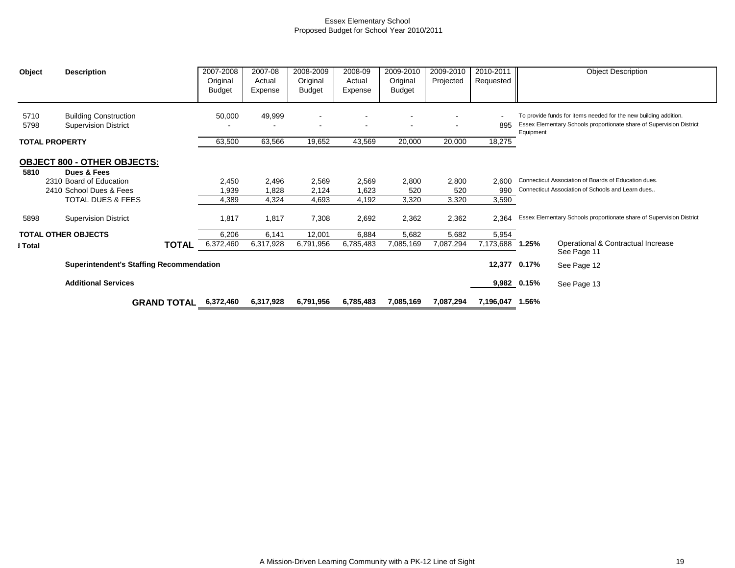Essex Elementary School
Proposed Budget for School Year 2010/2011

| Object | Description | 2007-2008 Original Budget | 2007-08 Actual Expense | 2008-2009 Original Budget | 2008-09 Actual Expense | 2009-2010 Original Budget | 2009-2010 Projected | 2010-2011 Requested | | Object Description |
|---|---|---|---|---|---|---|---|---|---|---|
| 5710 | Building Construction | 50,000 | 49,999 | - | - | - | - | - | | To provide funds for items needed for the new building addition. |
| 5798 | Supervision District | - | - | - | - | - | - | 895 | | Essex Elementary Schools proportionate share of Supervision District Equipment |
| **TOTAL PROPERTY** | | 63,500 | 63,566 | 19,652 | 43,569 | 20,000 | 20,000 | 18,275 | | |
| **OBJECT 800 - OTHER OBJECTS:** | | | | | | | | | | |
| **5810** | **Dues & Fees** | | | | | | | | | |
| 2310 | Board of Education | 2,450 | 2,496 | 2,569 | 2,569 | 2,800 | 2,800 | 2,600 | | Connecticut Association of Boards of Education dues. |
| 2410 | School Dues & Fees | 1,939 | 1,828 | 2,124 | 1,623 | 520 | 520 | 990 | | Connecticut Association of Schools and Learn dues.. |
| | TOTAL DUES & FEES | 4,389 | 4,324 | 4,693 | 4,192 | 3,320 | 3,320 | 3,590 | | |
| 5898 | Supervision District | 1,817 | 1,817 | 7,308 | 2,692 | 2,362 | 2,362 | 2,364 | | Essex Elementary Schools proportionate share of Supervision District |
| **TOTAL OTHER OBJECTS** | | 6,206 | 6,141 | 12,001 | 6,884 | 5,682 | 5,682 | 5,954 | | |
| l Total | **TOTAL** | 6,372,460 | 6,317,928 | 6,791,956 | 6,785,483 | 7,085,169 | 7,087,294 | 7,173,688 | **1.25%** | Operational & Contractual Increase See Page 11 |
| | **Superintendent's Staffing Recommendation** | | | | | | | **12,377** | **0.17%** | See Page 12 |
| | **Additional Services** | | | | | | | **9,982** | **0.15%** | See Page 13 |
| | **GRAND TOTAL** | **6,372,460** | **6,317,928** | **6,791,956** | **6,785,483** | **7,085,169** | **7,087,294** | **7,196,047** | **1.56%** | |

A Mission-Driven Learning Community with a PK-12 Line of Sight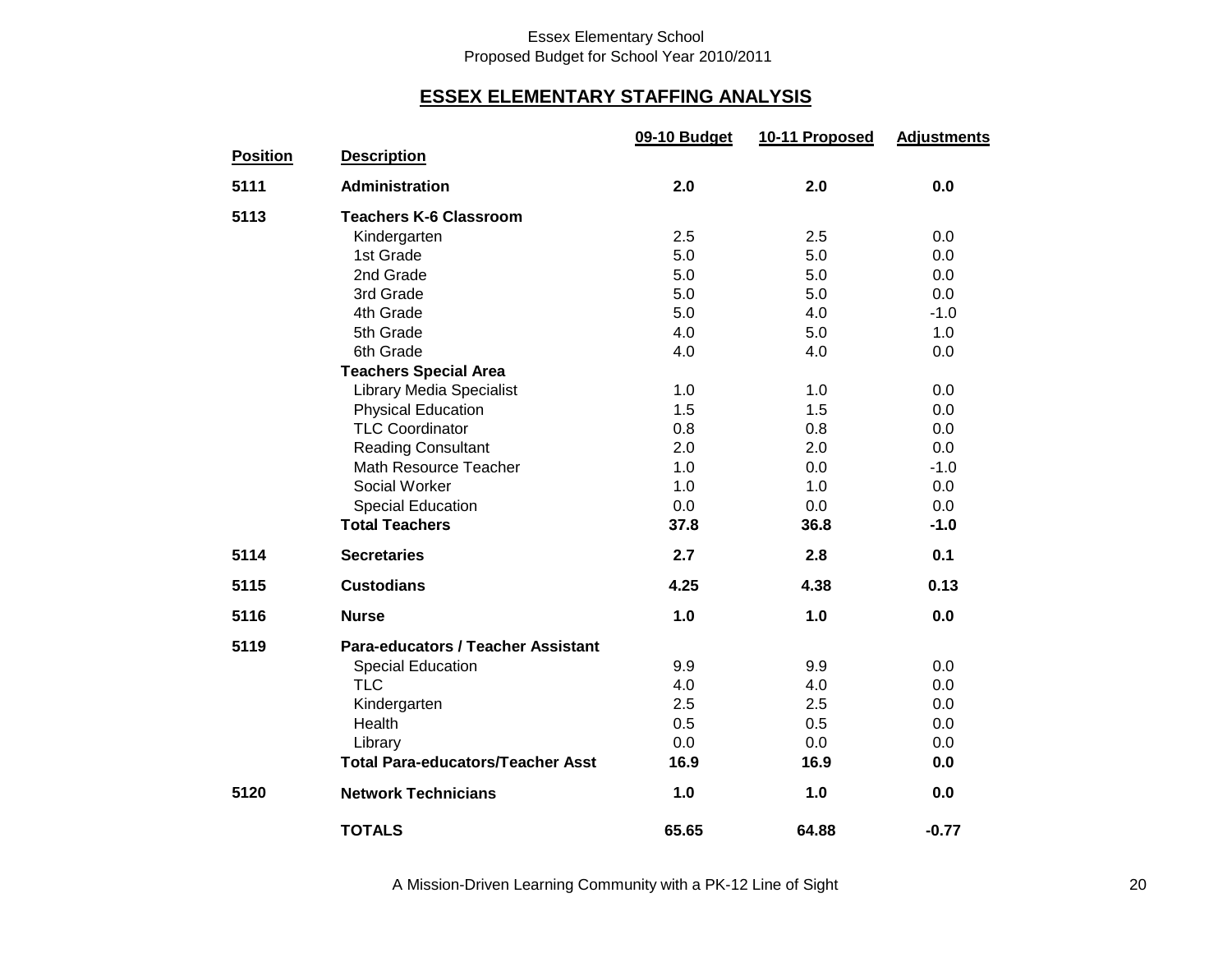Essex Elementary School
Proposed Budget for School Year 2010/2011

## ESSEX ELEMENTARY STAFFING ANALYSIS

| Position | Description | 09-10 Budget | 10-11 Proposed | Adjustments |
|---|---|---|---|---|
| **5111** | **Administration** | **2.0** | **2.0** | **0.0** |
| **5113** | **Teachers K-6 Classroom** | | | |
| | Kindergarten | 2.5 | 2.5 | 0.0 |
| | 1st Grade | 5.0 | 5.0 | 0.0 |
| | 2nd Grade | 5.0 | 5.0 | 0.0 |
| | 3rd Grade | 5.0 | 5.0 | 0.0 |
| | 4th Grade | 5.0 | 4.0 | -1.0 |
| | 5th Grade | 4.0 | 5.0 | 1.0 |
| | 6th Grade | 4.0 | 4.0 | 0.0 |
| | **Teachers Special Area** | | | |
| | Library Media Specialist | 1.0 | 1.0 | 0.0 |
| | Physical Education | 1.5 | 1.5 | 0.0 |
| | TLC Coordinator | 0.8 | 0.8 | 0.0 |
| | Reading Consultant | 2.0 | 2.0 | 0.0 |
| | Math Resource Teacher | 1.0 | 0.0 | -1.0 |
| | Social Worker | 1.0 | 1.0 | 0.0 |
| | Special Education | 0.0 | 0.0 | 0.0 |
| | **Total Teachers** | **37.8** | **36.8** | **-1.0** |
| **5114** | **Secretaries** | **2.7** | **2.8** | **0.1** |
| **5115** | **Custodians** | **4.25** | **4.38** | **0.13** |
| **5116** | **Nurse** | **1.0** | **1.0** | **0.0** |
| **5119** | **Para-educators / Teacher Assistant** | | | |
| | Special Education | 9.9 | 9.9 | 0.0 |
| | TLC | 4.0 | 4.0 | 0.0 |
| | Kindergarten | 2.5 | 2.5 | 0.0 |
| | Health | 0.5 | 0.5 | 0.0 |
| | Library | 0.0 | 0.0 | 0.0 |
| | **Total Para-educators/Teacher Asst** | **16.9** | **16.9** | **0.0** |
| **5120** | **Network Technicians** | **1.0** | **1.0** | **0.0** |
| | **TOTALS** | **65.65** | **64.88** | **-0.77** |

A Mission-Driven Learning Community with a PK-12 Line of Sight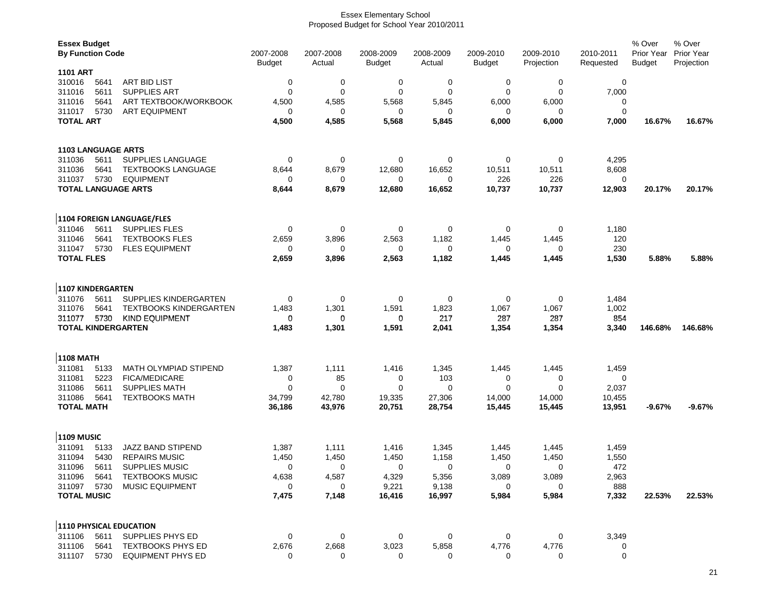Essex Elementary School
Proposed Budget for School Year 2010/2011

| Essex Budget By Function Code | | | 2007-2008 Budget | 2007-2008 Actual | 2008-2009 Budget | 2008-2009 Actual | 2009-2010 Budget | 2009-2010 Projection | 2010-2011 Requested | % Over Prior Year Budget | % Over Prior Year Projection |
|---|---|---|---|---|---|---|---|---|---|---|---|
| **1101 ART** | | | | | | | | | | | |
| 310016 | 5641 | ART BID LIST | 0 | 0 | 0 | 0 | 0 | 0 | 0 | | |
| 311016 | 5611 | SUPPLIES ART | 0 | 0 | 0 | 0 | 0 | 0 | 7,000 | | |
| 311016 | 5641 | ART TEXTBOOK/WORKBOOK | 4,500 | 4,585 | 5,568 | 5,845 | 6,000 | 6,000 | 0 | | |
| 311017 | 5730 | ART EQUIPMENT | 0 | 0 | 0 | 0 | 0 | 0 | 0 | | |
| **TOTAL ART** | | | **4,500** | **4,585** | **5,568** | **5,845** | **6,000** | **6,000** | **7,000** | **16.67%** | **16.67%** |
| **1103 LANGUAGE ARTS** | | | | | | | | | | | |
| 311036 | 5611 | SUPPLIES LANGUAGE | 0 | 0 | 0 | 0 | 0 | 0 | 4,295 | | |
| 311036 | 5641 | TEXTBOOKS LANGUAGE | 8,644 | 8,679 | 12,680 | 16,652 | 10,511 | 10,511 | 8,608 | | |
| 311037 | 5730 | EQUIPMENT | 0 | 0 | 0 | 0 | 226 | 226 | 0 | | |
| **TOTAL LANGUAGE ARTS** | | | **8,644** | **8,679** | **12,680** | **16,652** | **10,737** | **10,737** | **12,903** | **20.17%** | **20.17%** |
| **1104 FOREIGN LANGUAGE/FLES** | | | | | | | | | | | |
| 311046 | 5611 | SUPPLIES FLES | 0 | 0 | 0 | 0 | 0 | 0 | 1,180 | | |
| 311046 | 5641 | TEXTBOOKS FLES | 2,659 | 3,896 | 2,563 | 1,182 | 1,445 | 1,445 | 120 | | |
| 311047 | 5730 | FLES EQUIPMENT | 0 | 0 | 0 | 0 | 0 | 0 | 230 | | |
| **TOTAL FLES** | | | **2,659** | **3,896** | **2,563** | **1,182** | **1,445** | **1,445** | **1,530** | **5.88%** | **5.88%** |
| **1107 KINDERGARTEN** | | | | | | | | | | | |
| 311076 | 5611 | SUPPLIES KINDERGARTEN | 0 | 0 | 0 | 0 | 0 | 0 | 1,484 | | |
| 311076 | 5641 | TEXTBOOKS KINDERGARTEN | 1,483 | 1,301 | 1,591 | 1,823 | 1,067 | 1,067 | 1,002 | | |
| 311077 | 5730 | KIND EQUIPMENT | 0 | 0 | 0 | 217 | 287 | 287 | 854 | | |
| **TOTAL KINDERGARTEN** | | | **1,483** | **1,301** | **1,591** | **2,041** | **1,354** | **1,354** | **3,340** | **146.68%** | **146.68%** |
| **1108 MATH** | | | | | | | | | | | |
| 311081 | 5133 | MATH OLYMPIAD STIPEND | 1,387 | 1,111 | 1,416 | 1,345 | 1,445 | 1,445 | 1,459 | | |
| 311081 | 5223 | FICA/MEDICARE | 0 | 85 | 0 | 103 | 0 | 0 | 0 | | |
| 311086 | 5611 | SUPPLIES MATH | 0 | 0 | 0 | 0 | 0 | 0 | 2,037 | | |
| 311086 | 5641 | TEXTBOOKS MATH | 34,799 | 42,780 | 19,335 | 27,306 | 14,000 | 14,000 | 10,455 | | |
| **TOTAL MATH** | | | **36,186** | **43,976** | **20,751** | **28,754** | **15,445** | **15,445** | **13,951** | **-9.67%** | **-9.67%** |
| **1109 MUSIC** | | | | | | | | | | | |
| 311091 | 5133 | JAZZ BAND STIPEND | 1,387 | 1,111 | 1,416 | 1,345 | 1,445 | 1,445 | 1,459 | | |
| 311094 | 5430 | REPAIRS MUSIC | 1,450 | 1,450 | 1,450 | 1,158 | 1,450 | 1,450 | 1,550 | | |
| 311096 | 5611 | SUPPLIES MUSIC | 0 | 0 | 0 | 0 | 0 | 0 | 472 | | |
| 311096 | 5641 | TEXTBOOKS MUSIC | 4,638 | 4,587 | 4,329 | 5,356 | 3,089 | 3,089 | 2,963 | | |
| 311097 | 5730 | MUSIC EQUIPMENT | 0 | 0 | 9,221 | 9,138 | 0 | 0 | 888 | | |
| **TOTAL MUSIC** | | | **7,475** | **7,148** | **16,416** | **16,997** | **5,984** | **5,984** | **7,332** | **22.53%** | **22.53%** |
| **1110 PHYSICAL EDUCATION** | | | | | | | | | | | |
| 311106 | 5611 | SUPPLIES PHYS ED | 0 | 0 | 0 | 0 | 0 | 0 | 3,349 | | |
| 311106 | 5641 | TEXTBOOKS PHYS ED | 2,676 | 2,668 | 3,023 | 5,858 | 4,776 | 4,776 | 0 | | |
| 311107 | 5730 | EQUIPMENT PHYS ED | 0 | 0 | 0 | 0 | 0 | 0 | 0 | | |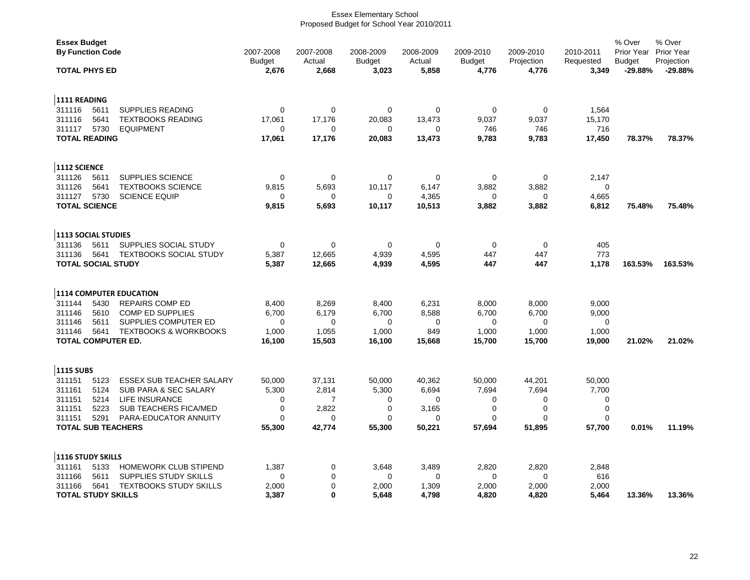Essex Elementary School
Proposed Budget for School Year 2010/2011

| Essex Budget By Function Code | | | 2007-2008 Budget | 2007-2008 Actual | 2008-2009 Budget | 2008-2009 Actual | 2009-2010 Budget | 2009-2010 Projection | 2010-2011 Requested | % Over Prior Year Budget | % Over Prior Year Projection |
|---|---|---|---|---|---|---|---|---|---|---|---|
| **TOTAL PHYS ED** | | | **2,676** | **2,668** | **3,023** | **5,858** | **4,776** | **4,776** | **3,349** | **-29.88%** | **-29.88%** |
| **1111 READING** | | | | | | | | | | | |
| 311116 | 5611 | SUPPLIES READING | 0 | 0 | 0 | 0 | 0 | 0 | 1,564 | | |
| 311116 | 5641 | TEXTBOOKS READING | 17,061 | 17,176 | 20,083 | 13,473 | 9,037 | 9,037 | 15,170 | | |
| 311117 | 5730 | EQUIPMENT | 0 | 0 | 0 | 0 | 746 | 746 | 716 | | |
| **TOTAL READING** | | | **17,061** | **17,176** | **20,083** | **13,473** | **9,783** | **9,783** | **17,450** | **78.37%** | **78.37%** |
| **1112 SCIENCE** | | | | | | | | | | | |
| 311126 | 5611 | SUPPLIES SCIENCE | 0 | 0 | 0 | 0 | 0 | 0 | 2,147 | | |
| 311126 | 5641 | TEXTBOOKS SCIENCE | 9,815 | 5,693 | 10,117 | 6,147 | 3,882 | 3,882 | 0 | | |
| 311127 | 5730 | SCIENCE EQUIP | 0 | 0 | 0 | 4,365 | 0 | 0 | 4,665 | | |
| **TOTAL SCIENCE** | | | **9,815** | **5,693** | **10,117** | **10,513** | **3,882** | **3,882** | **6,812** | **75.48%** | **75.48%** |
| **1113 SOCIAL STUDIES** | | | | | | | | | | | |
| 311136 | 5611 | SUPPLIES SOCIAL STUDY | 0 | 0 | 0 | 0 | 0 | 0 | 405 | | |
| 311136 | 5641 | TEXTBOOKS SOCIAL STUDY | 5,387 | 12,665 | 4,939 | 4,595 | 447 | 447 | 773 | | |
| **TOTAL SOCIAL STUDY** | | | **5,387** | **12,665** | **4,939** | **4,595** | **447** | **447** | **1,178** | **163.53%** | **163.53%** |
| **1114 COMPUTER EDUCATION** | | | | | | | | | | | |
| 311144 | 5430 | REPAIRS COMP ED | 8,400 | 8,269 | 8,400 | 6,231 | 8,000 | 8,000 | 9,000 | | |
| 311146 | 5610 | COMP ED SUPPLIES | 6,700 | 6,179 | 6,700 | 8,588 | 6,700 | 6,700 | 9,000 | | |
| 311146 | 5611 | SUPPLIES COMPUTER ED | 0 | 0 | 0 | 0 | 0 | 0 | 0 | | |
| 311146 | 5641 | TEXTBOOKS & WORKBOOKS | 1,000 | 1,055 | 1,000 | 849 | 1,000 | 1,000 | 1,000 | | |
| **TOTAL COMPUTER ED.** | | | **16,100** | **15,503** | **16,100** | **15,668** | **15,700** | **15,700** | **19,000** | **21.02%** | **21.02%** |
| **1115 SUBS** | | | | | | | | | | | |
| 311151 | 5123 | ESSEX SUB TEACHER SALARY | 50,000 | 37,131 | 50,000 | 40,362 | 50,000 | 44,201 | 50,000 | | |
| 311161 | 5124 | SUB PARA & SEC SALARY | 5,300 | 2,814 | 5,300 | 6,694 | 7,694 | 7,694 | 7,700 | | |
| 311151 | 5214 | LIFE INSURANCE | 0 | 7 | 0 | 0 | 0 | 0 | 0 | | |
| 311151 | 5223 | SUB TEACHERS FICA/MED | 0 | 2,822 | 0 | 3,165 | 0 | 0 | 0 | | |
| 311151 | 5291 | PARA-EDUCATOR ANNUITY | 0 | 0 | 0 | 0 | 0 | 0 | 0 | | |
| **TOTAL SUB TEACHERS** | | | **55,300** | **42,774** | **55,300** | **50,221** | **57,694** | **51,895** | **57,700** | **0.01%** | **11.19%** |
| **1116 STUDY SKILLS** | | | | | | | | | | | |
| 311161 | 5133 | HOMEWORK CLUB STIPEND | 1,387 | 0 | 3,648 | 3,489 | 2,820 | 2,820 | 2,848 | | |
| 311166 | 5611 | SUPPLIES STUDY SKILLS | 0 | 0 | 0 | 0 | 0 | 0 | 616 | | |
| 311166 | 5641 | TEXTBOOKS STUDY SKILLS | 2,000 | 0 | 2,000 | 1,309 | 2,000 | 2,000 | 2,000 | | |
| **TOTAL STUDY SKILLS** | | | **3,387** | **0** | **5,648** | **4,798** | **4,820** | **4,820** | **5,464** | **13.36%** | **13.36%** |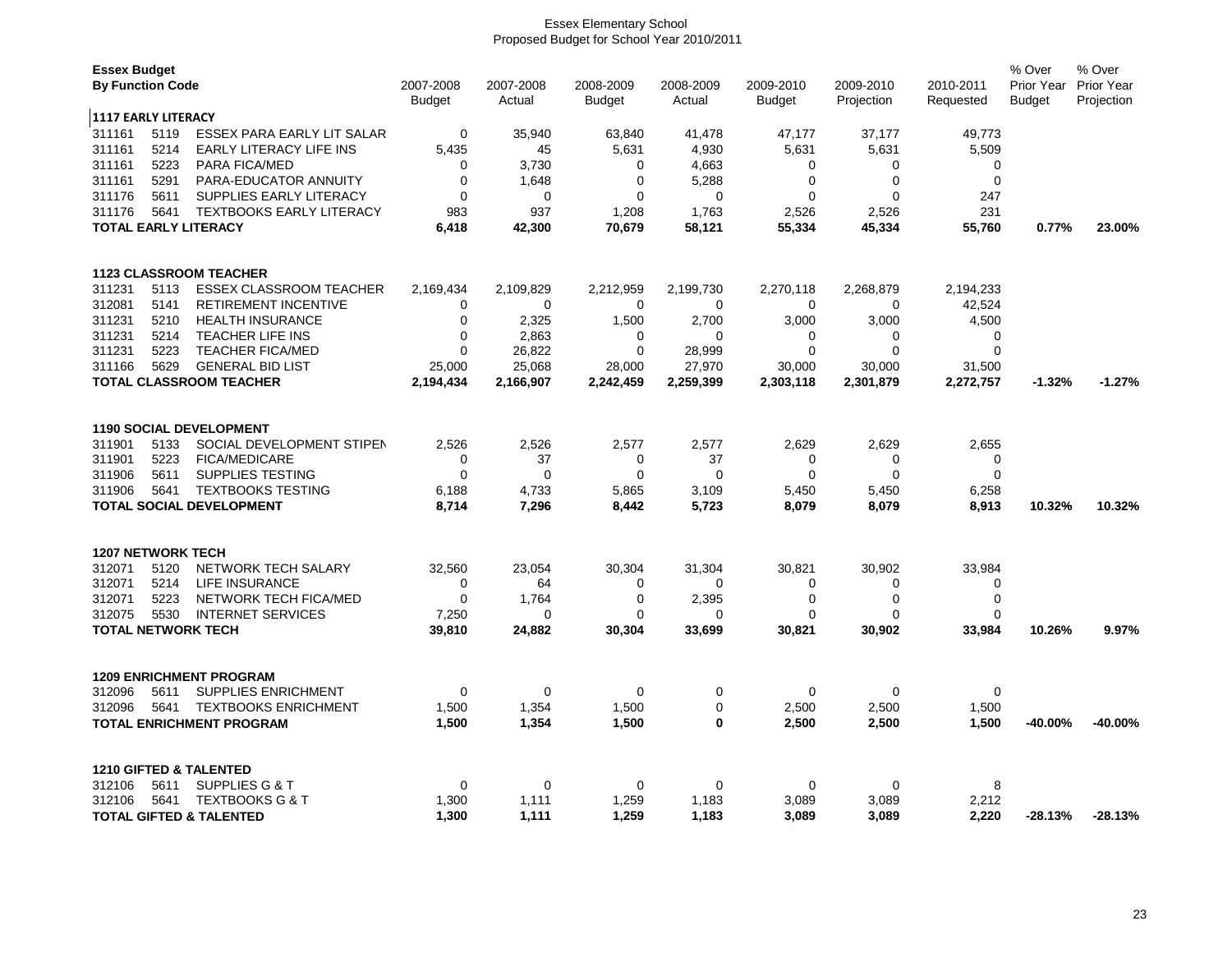Essex Elementary School
Proposed Budget for School Year 2010/2011

| Essex Budget By Function Code | | | 2007-2008 Budget | 2007-2008 Actual | 2008-2009 Budget | 2008-2009 Actual | 2009-2010 Budget | 2009-2010 Projection | 2010-2011 Requested | % Over Prior Year Budget | % Over Prior Year Projection |
|---|---|---|---|---|---|---|---|---|---|---|---|
| **1117 EARLY LITERACY** | | | | | | | | | | | |
| 311161 | 5119 | ESSEX PARA EARLY LIT SALAR | 0 | 35,940 | 63,840 | 41,478 | 47,177 | 37,177 | 49,773 | | |
| 311161 | 5214 | EARLY LITERACY LIFE INS | 5,435 | 45 | 5,631 | 4,930 | 5,631 | 5,631 | 5,509 | | |
| 311161 | 5223 | PARA FICA/MED | 0 | 3,730 | 0 | 4,663 | 0 | 0 | 0 | | |
| 311161 | 5291 | PARA-EDUCATOR ANNUITY | 0 | 1,648 | 0 | 5,288 | 0 | 0 | 0 | | |
| 311176 | 5611 | SUPPLIES EARLY LITERACY | 0 | 0 | 0 | 0 | 0 | 0 | 247 | | |
| 311176 | 5641 | TEXTBOOKS EARLY LITERACY | 983 | 937 | 1,208 | 1,763 | 2,526 | 2,526 | 231 | | |
| **TOTAL EARLY LITERACY** | | | **6,418** | **42,300** | **70,679** | **58,121** | **55,334** | **45,334** | **55,760** | **0.77%** | **23.00%** |
| **1123 CLASSROOM TEACHER** | | | | | | | | | | | |
| 311231 | 5113 | ESSEX CLASSROOM TEACHER | 2,169,434 | 2,109,829 | 2,212,959 | 2,199,730 | 2,270,118 | 2,268,879 | 2,194,233 | | |
| 312081 | 5141 | RETIREMENT INCENTIVE | 0 | 0 | 0 | 0 | 0 | 0 | 42,524 | | |
| 311231 | 5210 | HEALTH INSURANCE | 0 | 2,325 | 1,500 | 2,700 | 3,000 | 3,000 | 4,500 | | |
| 311231 | 5214 | TEACHER LIFE INS | 0 | 2,863 | 0 | 0 | 0 | 0 | 0 | | |
| 311231 | 5223 | TEACHER FICA/MED | 0 | 26,822 | 0 | 28,999 | 0 | 0 | 0 | | |
| 311166 | 5629 | GENERAL BID LIST | 25,000 | 25,068 | 28,000 | 27,970 | 30,000 | 30,000 | 31,500 | | |
| **TOTAL CLASSROOM TEACHER** | | | **2,194,434** | **2,166,907** | **2,242,459** | **2,259,399** | **2,303,118** | **2,301,879** | **2,272,757** | **-1.32%** | **-1.27%** |
| **1190 SOCIAL DEVELOPMENT** | | | | | | | | | | | |
| 311901 | 5133 | SOCIAL DEVELOPMENT STIPEN | 2,526 | 2,526 | 2,577 | 2,577 | 2,629 | 2,629 | 2,655 | | |
| 311901 | 5223 | FICA/MEDICARE | 0 | 37 | 0 | 37 | 0 | 0 | 0 | | |
| 311906 | 5611 | SUPPLIES TESTING | 0 | 0 | 0 | 0 | 0 | 0 | 0 | | |
| 311906 | 5641 | TEXTBOOKS TESTING | 6,188 | 4,733 | 5,865 | 3,109 | 5,450 | 5,450 | 6,258 | | |
| **TOTAL SOCIAL DEVELOPMENT** | | | **8,714** | **7,296** | **8,442** | **5,723** | **8,079** | **8,079** | **8,913** | **10.32%** | **10.32%** |
| **1207 NETWORK TECH** | | | | | | | | | | | |
| 312071 | 5120 | NETWORK TECH SALARY | 32,560 | 23,054 | 30,304 | 31,304 | 30,821 | 30,902 | 33,984 | | |
| 312071 | 5214 | LIFE INSURANCE | 0 | 64 | 0 | 0 | 0 | 0 | 0 | | |
| 312071 | 5223 | NETWORK TECH FICA/MED | 0 | 1,764 | 0 | 2,395 | 0 | 0 | 0 | | |
| 312075 | 5530 | INTERNET SERVICES | 7,250 | 0 | 0 | 0 | 0 | 0 | 0 | | |
| **TOTAL NETWORK TECH** | | | **39,810** | **24,882** | **30,304** | **33,699** | **30,821** | **30,902** | **33,984** | **10.26%** | **9.97%** |
| **1209 ENRICHMENT PROGRAM** | | | | | | | | | | | |
| 312096 | 5611 | SUPPLIES ENRICHMENT | 0 | 0 | 0 | 0 | 0 | 0 | 0 | | |
| 312096 | 5641 | TEXTBOOKS ENRICHMENT | 1,500 | 1,354 | 1,500 | 0 | 2,500 | 2,500 | 1,500 | | |
| **TOTAL ENRICHMENT PROGRAM** | | | **1,500** | **1,354** | **1,500** | **0** | **2,500** | **2,500** | **1,500** | **-40.00%** | **-40.00%** |
| **1210 GIFTED & TALENTED** | | | | | | | | | | | |
| 312106 | 5611 | SUPPLIES G & T | 0 | 0 | 0 | 0 | 0 | 0 | 8 | | |
| 312106 | 5641 | TEXTBOOKS G & T | 1,300 | 1,111 | 1,259 | 1,183 | 3,089 | 3,089 | 2,212 | | |
| **TOTAL GIFTED & TALENTED** | | | **1,300** | **1,111** | **1,259** | **1,183** | **3,089** | **3,089** | **2,220** | **-28.13%** | **-28.13%** |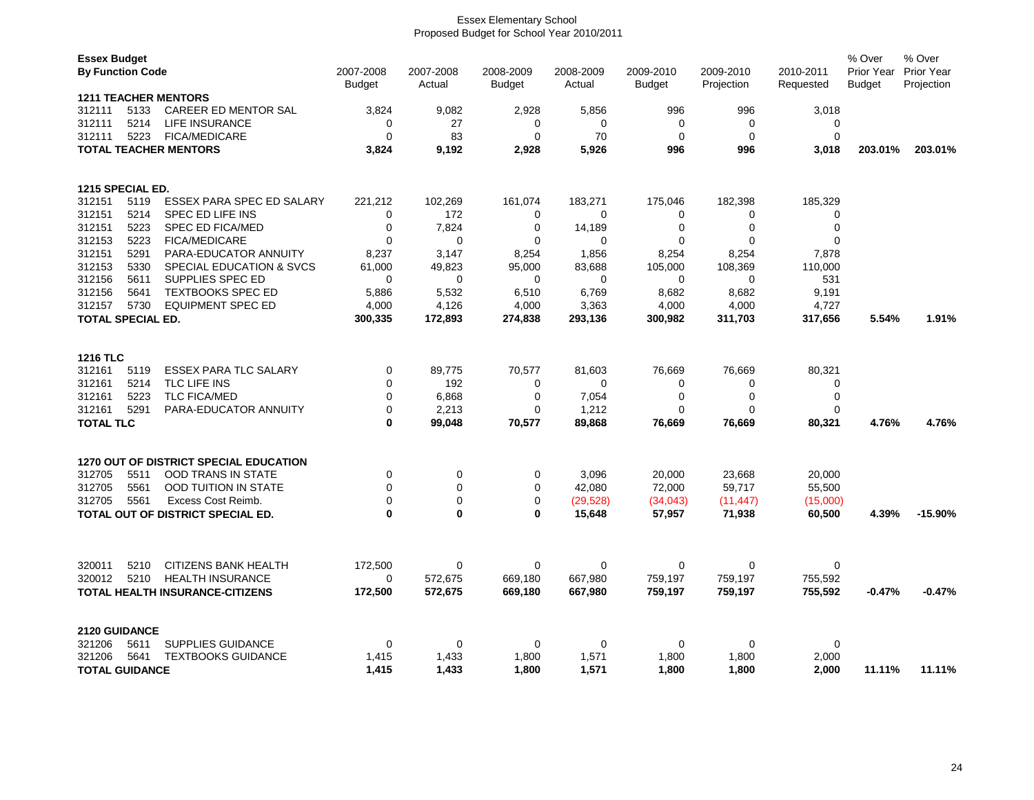Essex Elementary School
Proposed Budget for School Year 2010/2011

| Essex Budget By Function Code | | | 2007-2008 Budget | 2007-2008 Actual | 2008-2009 Budget | 2008-2009 Actual | 2009-2010 Budget | 2009-2010 Projection | 2010-2011 Requested | % Over Prior Year Budget | % Over Prior Year Projection |
|---|---|---|---|---|---|---|---|---|---|---|---|
| **1211 TEACHER MENTORS** | | | | | | | | | | | |
| 312111 | 5133 | CAREER ED MENTOR SAL | 3,824 | 9,082 | 2,928 | 5,856 | 996 | 996 | 3,018 | | |
| 312111 | 5214 | LIFE INSURANCE | 0 | 27 | 0 | 0 | 0 | 0 | 0 | | |
| 312111 | 5223 | FICA/MEDICARE | 0 | 83 | 0 | 70 | 0 | 0 | 0 | | |
| **TOTAL TEACHER MENTORS** | | | **3,824** | **9,192** | **2,928** | **5,926** | **996** | **996** | **3,018** | **203.01%** | **203.01%** |
| **1215 SPECIAL ED.** | | | | | | | | | | | |
| 312151 | 5119 | ESSEX PARA SPEC ED SALARY | 221,212 | 102,269 | 161,074 | 183,271 | 175,046 | 182,398 | 185,329 | | |
| 312151 | 5214 | SPEC ED LIFE INS | 0 | 172 | 0 | 0 | 0 | 0 | 0 | | |
| 312151 | 5223 | SPEC ED FICA/MED | 0 | 7,824 | 0 | 14,189 | 0 | 0 | 0 | | |
| 312153 | 5223 | FICA/MEDICARE | 0 | 0 | 0 | 0 | 0 | 0 | 0 | | |
| 312151 | 5291 | PARA-EDUCATOR ANNUITY | 8,237 | 3,147 | 8,254 | 1,856 | 8,254 | 8,254 | 7,878 | | |
| 312153 | 5330 | SPECIAL EDUCATION & SVCS | 61,000 | 49,823 | 95,000 | 83,688 | 105,000 | 108,369 | 110,000 | | |
| 312156 | 5611 | SUPPLIES SPEC ED | 0 | 0 | 0 | 0 | 0 | 0 | 531 | | |
| 312156 | 5641 | TEXTBOOKS SPEC ED | 5,886 | 5,532 | 6,510 | 6,769 | 8,682 | 8,682 | 9,191 | | |
| 312157 | 5730 | EQUIPMENT SPEC ED | 4,000 | 4,126 | 4,000 | 3,363 | 4,000 | 4,000 | 4,727 | | |
| **TOTAL SPECIAL ED.** | | | **300,335** | **172,893** | **274,838** | **293,136** | **300,982** | **311,703** | **317,656** | **5.54%** | **1.91%** |
| **1216 TLC** | | | | | | | | | | | |
| 312161 | 5119 | ESSEX PARA TLC SALARY | 0 | 89,775 | 70,577 | 81,603 | 76,669 | 76,669 | 80,321 | | |
| 312161 | 5214 | TLC LIFE INS | 0 | 192 | 0 | 0 | 0 | 0 | 0 | | |
| 312161 | 5223 | TLC FICA/MED | 0 | 6,868 | 0 | 7,054 | 0 | 0 | 0 | | |
| 312161 | 5291 | PARA-EDUCATOR ANNUITY | 0 | 2,213 | 0 | 1,212 | 0 | 0 | 0 | | |
| **TOTAL TLC** | | | **0** | **99,048** | **70,577** | **89,868** | **76,669** | **76,669** | **80,321** | **4.76%** | **4.76%** |
| **1270 OUT OF DISTRICT SPECIAL EDUCATION** | | | | | | | | | | | |
| 312705 | 5511 | OOD TRANS IN STATE | 0 | 0 | 0 | 3,096 | 20,000 | 23,668 | 20,000 | | |
| 312705 | 5561 | OOD TUITION IN STATE | 0 | 0 | 0 | 42,080 | 72,000 | 59,717 | 55,500 | | |
| 312705 | 5561 | Excess Cost Reimb. | 0 | 0 | 0 | (29,528) | (34,043) | (11,447) | (15,000) | | |
| **TOTAL OUT OF DISTRICT SPECIAL ED.** | | | **0** | **0** | **0** | **15,648** | **57,957** | **71,938** | **60,500** | **4.39%** | **-15.90%** |
| 320011 | 5210 | CITIZENS BANK HEALTH | 172,500 | 0 | 0 | 0 | 0 | 0 | 0 | | |
| 320012 | 5210 | HEALTH INSURANCE | 0 | 572,675 | 669,180 | 667,980 | 759,197 | 759,197 | 755,592 | | |
| **TOTAL HEALTH INSURANCE-CITIZENS** | | | **172,500** | **572,675** | **669,180** | **667,980** | **759,197** | **759,197** | **755,592** | **-0.47%** | **-0.47%** |
| **2120 GUIDANCE** | | | | | | | | | | | |
| 321206 | 5611 | SUPPLIES GUIDANCE | 0 | 0 | 0 | 0 | 0 | 0 | 0 | | |
| 321206 | 5641 | TEXTBOOKS GUIDANCE | 1,415 | 1,433 | 1,800 | 1,571 | 1,800 | 1,800 | 2,000 | | |
| **TOTAL GUIDANCE** | | | **1,415** | **1,433** | **1,800** | **1,571** | **1,800** | **1,800** | **2,000** | **11.11%** | **11.11%** |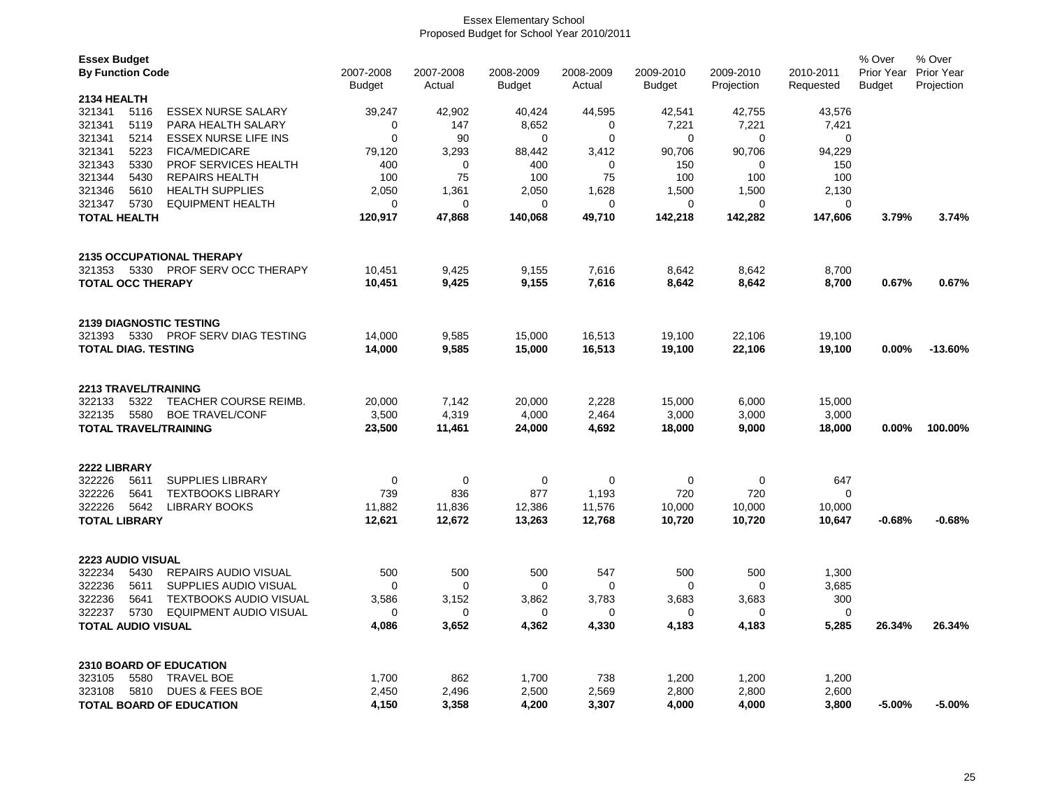Essex Elementary School
Proposed Budget for School Year 2010/2011

| Essex Budget By Function Code | | | 2007-2008 Budget | 2007-2008 Actual | 2008-2009 Budget | 2008-2009 Actual | 2009-2010 Budget | 2009-2010 Projection | 2010-2011 Requested | % Over Prior Year Budget | % Over Prior Year Projection |
|---|---|---|---|---|---|---|---|---|---|---|---|
| **2134 HEALTH** | | | | | | | | | | | |
| 321341 | 5116 | ESSEX NURSE SALARY | 39,247 | 42,902 | 40,424 | 44,595 | 42,541 | 42,755 | 43,576 | | |
| 321341 | 5119 | PARA HEALTH SALARY | 0 | 147 | 8,652 | 0 | 7,221 | 7,221 | 7,421 | | |
| 321341 | 5214 | ESSEX NURSE LIFE INS | 0 | 90 | 0 | 0 | 0 | 0 | 0 | | |
| 321341 | 5223 | FICA/MEDICARE | 79,120 | 3,293 | 88,442 | 3,412 | 90,706 | 90,706 | 94,229 | | |
| 321343 | 5330 | PROF SERVICES HEALTH | 400 | 0 | 400 | 0 | 150 | 0 | 150 | | |
| 321344 | 5430 | REPAIRS HEALTH | 100 | 75 | 100 | 75 | 100 | 100 | 100 | | |
| 321346 | 5610 | HEALTH SUPPLIES | 2,050 | 1,361 | 2,050 | 1,628 | 1,500 | 1,500 | 2,130 | | |
| 321347 | 5730 | EQUIPMENT HEALTH | 0 | 0 | 0 | 0 | 0 | 0 | 0 | | |
| **TOTAL HEALTH** | | | **120,917** | **47,868** | **140,068** | **49,710** | **142,218** | **142,282** | **147,606** | **3.79%** | **3.74%** |
| **2135 OCCUPATIONAL THERAPY** | | | | | | | | | | | |
| 321353 | 5330 | PROF SERV OCC THERAPY | 10,451 | 9,425 | 9,155 | 7,616 | 8,642 | 8,642 | 8,700 | | |
| **TOTAL OCC THERAPY** | | | **10,451** | **9,425** | **9,155** | **7,616** | **8,642** | **8,642** | **8,700** | **0.67%** | **0.67%** |
| **2139 DIAGNOSTIC TESTING** | | | | | | | | | | | |
| 321393 | 5330 | PROF SERV DIAG TESTING | 14,000 | 9,585 | 15,000 | 16,513 | 19,100 | 22,106 | 19,100 | | |
| **TOTAL DIAG. TESTING** | | | **14,000** | **9,585** | **15,000** | **16,513** | **19,100** | **22,106** | **19,100** | **0.00%** | **-13.60%** |
| **2213 TRAVEL/TRAINING** | | | | | | | | | | | |
| 322133 | 5322 | TEACHER COURSE REIMB. | 20,000 | 7,142 | 20,000 | 2,228 | 15,000 | 6,000 | 15,000 | | |
| 322135 | 5580 | BOE TRAVEL/CONF | 3,500 | 4,319 | 4,000 | 2,464 | 3,000 | 3,000 | 3,000 | | |
| **TOTAL TRAVEL/TRAINING** | | | **23,500** | **11,461** | **24,000** | **4,692** | **18,000** | **9,000** | **18,000** | **0.00%** | **100.00%** |
| **2222 LIBRARY** | | | | | | | | | | | |
| 322226 | 5611 | SUPPLIES LIBRARY | 0 | 0 | 0 | 0 | 0 | 0 | 647 | | |
| 322226 | 5641 | TEXTBOOKS LIBRARY | 739 | 836 | 877 | 1,193 | 720 | 720 | 0 | | |
| 322226 | 5642 | LIBRARY BOOKS | 11,882 | 11,836 | 12,386 | 11,576 | 10,000 | 10,000 | 10,000 | | |
| **TOTAL LIBRARY** | | | **12,621** | **12,672** | **13,263** | **12,768** | **10,720** | **10,720** | **10,647** | **-0.68%** | **-0.68%** |
| **2223 AUDIO VISUAL** | | | | | | | | | | | |
| 322234 | 5430 | REPAIRS AUDIO VISUAL | 500 | 500 | 500 | 547 | 500 | 500 | 1,300 | | |
| 322236 | 5611 | SUPPLIES AUDIO VISUAL | 0 | 0 | 0 | 0 | 0 | 0 | 3,685 | | |
| 322236 | 5641 | TEXTBOOKS AUDIO VISUAL | 3,586 | 3,152 | 3,862 | 3,783 | 3,683 | 3,683 | 300 | | |
| 322237 | 5730 | EQUIPMENT AUDIO VISUAL | 0 | 0 | 0 | 0 | 0 | 0 | 0 | | |
| **TOTAL AUDIO VISUAL** | | | **4,086** | **3,652** | **4,362** | **4,330** | **4,183** | **4,183** | **5,285** | **26.34%** | **26.34%** |
| **2310 BOARD OF EDUCATION** | | | | | | | | | | | |
| 323105 | 5580 | TRAVEL BOE | 1,700 | 862 | 1,700 | 738 | 1,200 | 1,200 | 1,200 | | |
| 323108 | 5810 | DUES & FEES BOE | 2,450 | 2,496 | 2,500 | 2,569 | 2,800 | 2,800 | 2,600 | | |
| **TOTAL BOARD OF EDUCATION** | | | **4,150** | **3,358** | **4,200** | **3,307** | **4,000** | **4,000** | **3,800** | **-5.00%** | **-5.00%** |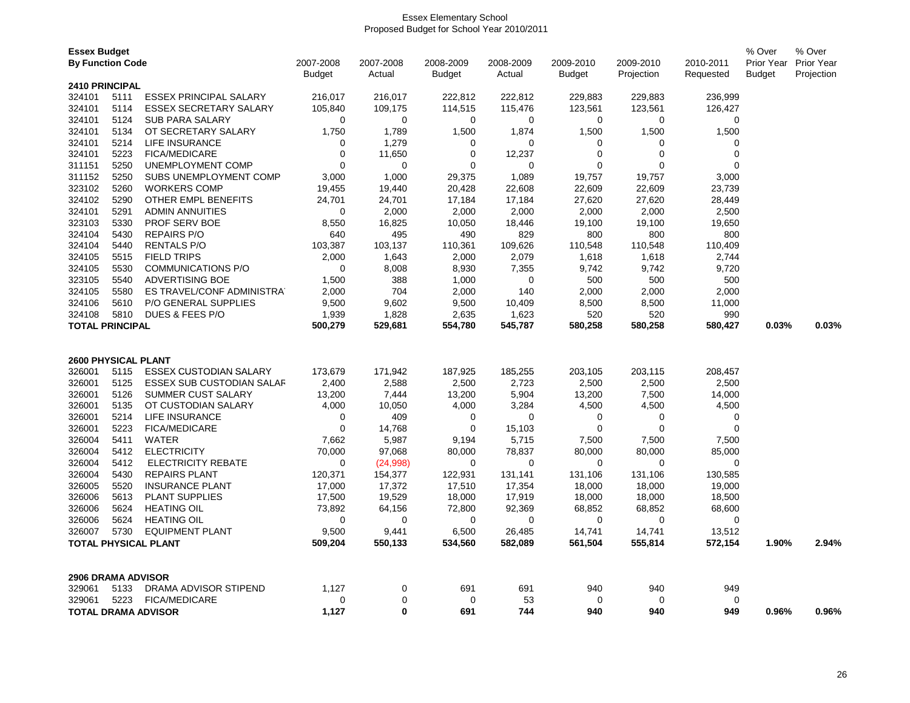# Essex Elementary School
## Proposed Budget for School Year 2010/2011

| Essex Budget By Function Code | | | 2007-2008 Budget | 2007-2008 Actual | 2008-2009 Budget | 2008-2009 Actual | 2009-2010 Budget | 2009-2010 Projection | 2010-2011 Requested | % Over Prior Year Budget | % Over Prior Year Projection |
|---|---|---|---|---|---|---|---|---|---|---|---|
| **2410 PRINCIPAL** | | | | | | | | | | | |
| 324101 | 5111 | ESSEX PRINCIPAL SALARY | 216,017 | 216,017 | 222,812 | 222,812 | 229,883 | 229,883 | 236,999 | | |
| 324101 | 5114 | ESSEX SECRETARY SALARY | 105,840 | 109,175 | 114,515 | 115,476 | 123,561 | 123,561 | 126,427 | | |
| 324101 | 5124 | SUB PARA SALARY | 0 | 0 | 0 | 0 | 0 | 0 | 0 | | |
| 324101 | 5134 | OT SECRETARY SALARY | 1,750 | 1,789 | 1,500 | 1,874 | 1,500 | 1,500 | 1,500 | | |
| 324101 | 5214 | LIFE INSURANCE | 0 | 1,279 | 0 | 0 | 0 | 0 | 0 | | |
| 324101 | 5223 | FICA/MEDICARE | 0 | 11,650 | 0 | 12,237 | 0 | 0 | 0 | | |
| 311151 | 5250 | UNEMPLOYMENT COMP | 0 | 0 | 0 | 0 | 0 | 0 | 0 | | |
| 311152 | 5250 | SUBS UNEMPLOYMENT COMP | 3,000 | 1,000 | 29,375 | 1,089 | 19,757 | 19,757 | 3,000 | | |
| 323102 | 5260 | WORKERS COMP | 19,455 | 19,440 | 20,428 | 22,608 | 22,609 | 22,609 | 23,739 | | |
| 324102 | 5290 | OTHER EMPL BENEFITS | 24,701 | 24,701 | 17,184 | 17,184 | 27,620 | 27,620 | 28,449 | | |
| 324101 | 5291 | ADMIN ANNUITIES | 0 | 2,000 | 2,000 | 2,000 | 2,000 | 2,000 | 2,500 | | |
| 323103 | 5330 | PROF SERV BOE | 8,550 | 16,825 | 10,050 | 18,446 | 19,100 | 19,100 | 19,650 | | |
| 324104 | 5430 | REPAIRS P/O | 640 | 495 | 490 | 829 | 800 | 800 | 800 | | |
| 324104 | 5440 | RENTALS P/O | 103,387 | 103,137 | 110,361 | 109,626 | 110,548 | 110,548 | 110,409 | | |
| 324105 | 5515 | FIELD TRIPS | 2,000 | 1,643 | 2,000 | 2,079 | 1,618 | 1,618 | 2,744 | | |
| 324105 | 5530 | COMMUNICATIONS P/O | 0 | 8,008 | 8,930 | 7,355 | 9,742 | 9,742 | 9,720 | | |
| 323105 | 5540 | ADVERTISING BOE | 1,500 | 388 | 1,000 | 0 | 500 | 500 | 500 | | |
| 324105 | 5580 | ES TRAVEL/CONF ADMINISTRA | 2,000 | 704 | 2,000 | 140 | 2,000 | 2,000 | 2,000 | | |
| 324106 | 5610 | P/O GENERAL SUPPLIES | 9,500 | 9,602 | 9,500 | 10,409 | 8,500 | 8,500 | 11,000 | | |
| 324108 | 5810 | DUES & FEES P/O | 1,939 | 1,828 | 2,635 | 1,623 | 520 | 520 | 990 | | |
| **TOTAL PRINCIPAL** | | | **500,279** | **529,681** | **554,780** | **545,787** | **580,258** | **580,258** | **580,427** | **0.03%** | **0.03%** |
| **2600 PHYSICAL PLANT** | | | | | | | | | | | |
| 326001 | 5115 | ESSEX CUSTODIAN SALARY | 173,679 | 171,942 | 187,925 | 185,255 | 203,105 | 203,115 | 208,457 | | |
| 326001 | 5125 | ESSEX SUB CUSTODIAN SALAR | 2,400 | 2,588 | 2,500 | 2,723 | 2,500 | 2,500 | 2,500 | | |
| 326001 | 5126 | SUMMER CUST SALARY | 13,200 | 7,444 | 13,200 | 5,904 | 13,200 | 7,500 | 14,000 | | |
| 326001 | 5135 | OT CUSTODIAN SALARY | 4,000 | 10,050 | 4,000 | 3,284 | 4,500 | 4,500 | 4,500 | | |
| 326001 | 5214 | LIFE INSURANCE | 0 | 409 | 0 | 0 | 0 | 0 | 0 | | |
| 326001 | 5223 | FICA/MEDICARE | 0 | 14,768 | 0 | 15,103 | 0 | 0 | 0 | | |
| 326004 | 5411 | WATER | 7,662 | 5,987 | 9,194 | 5,715 | 7,500 | 7,500 | 7,500 | | |
| 326004 | 5412 | ELECTRICITY | 70,000 | 97,068 | 80,000 | 78,837 | 80,000 | 80,000 | 85,000 | | |
| 326004 | 5412 | ELECTRICITY REBATE | 0 | (24,998) | 0 | 0 | 0 | 0 | 0 | | |
| 326004 | 5430 | REPAIRS PLANT | 120,371 | 154,377 | 122,931 | 131,141 | 131,106 | 131,106 | 130,585 | | |
| 326005 | 5520 | INSURANCE PLANT | 17,000 | 17,372 | 17,510 | 17,354 | 18,000 | 18,000 | 19,000 | | |
| 326006 | 5613 | PLANT SUPPLIES | 17,500 | 19,529 | 18,000 | 17,919 | 18,000 | 18,000 | 18,500 | | |
| 326006 | 5624 | HEATING OIL | 73,892 | 64,156 | 72,800 | 92,369 | 68,852 | 68,852 | 68,600 | | |
| 326006 | 5624 | HEATING OIL | 0 | 0 | 0 | 0 | 0 | 0 | 0 | | |
| 326007 | 5730 | EQUIPMENT PLANT | 9,500 | 9,441 | 6,500 | 26,485 | 14,741 | 14,741 | 13,512 | | |
| **TOTAL PHYSICAL PLANT** | | | **509,204** | **550,133** | **534,560** | **582,089** | **561,504** | **555,814** | **572,154** | **1.90%** | **2.94%** |
| **2906 DRAMA ADVISOR** | | | | | | | | | | | |
| 329061 | 5133 | DRAMA ADVISOR STIPEND | 1,127 | 0 | 691 | 691 | 940 | 940 | 949 | | |
| 329061 | 5223 | FICA/MEDICARE | 0 | 0 | 0 | 53 | 0 | 0 | 0 | | |
| **TOTAL DRAMA ADVISOR** | | | **1,127** | **0** | **691** | **744** | **940** | **940** | **949** | **0.96%** | **0.96%** |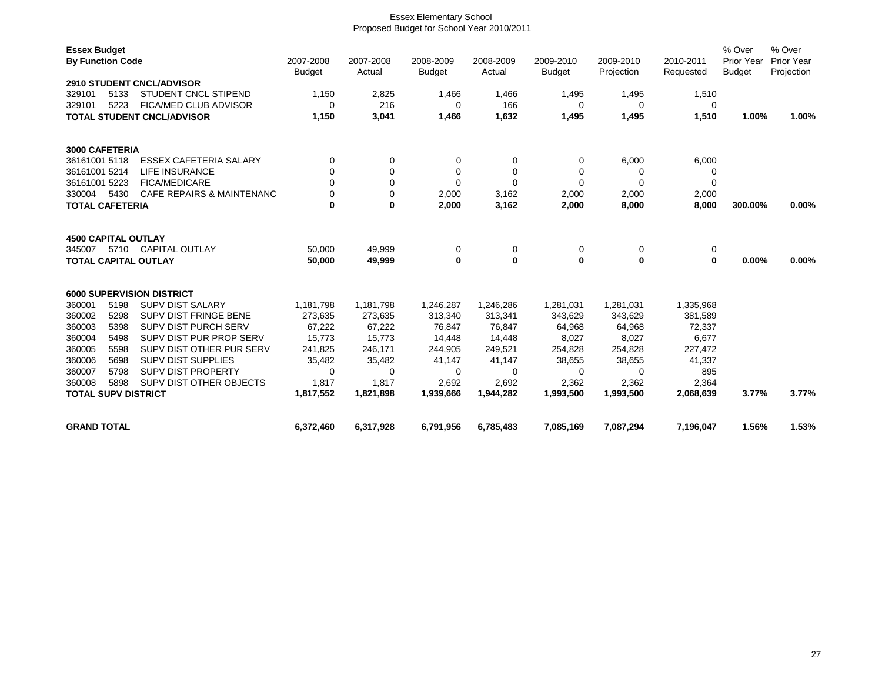Essex Elementary School
Proposed Budget for School Year 2010/2011

| Essex Budget By Function Code | | | 2007-2008 Budget | 2007-2008 Actual | 2008-2009 Budget | 2008-2009 Actual | 2009-2010 Budget | 2009-2010 Projection | 2010-2011 Requested | % Over Prior Year Budget | % Over Prior Year Projection |
|---|---|---|---|---|---|---|---|---|---|---|---|
| **2910 STUDENT CNCL/ADVISOR** | | | | | | | | | | | |
| 329101 | 5133 | STUDENT CNCL STIPEND | 1,150 | 2,825 | 1,466 | 1,466 | 1,495 | 1,495 | 1,510 | | |
| 329101 | 5223 | FICA/MED CLUB ADVISOR | 0 | 216 | 0 | 166 | 0 | 0 | 0 | | |
| **TOTAL STUDENT CNCL/ADVISOR** | | | **1,150** | **3,041** | **1,466** | **1,632** | **1,495** | **1,495** | **1,510** | **1.00%** | **1.00%** |
| **3000 CAFETERIA** | | | | | | | | | | | |
| 36161001 | 5118 | ESSEX CAFETERIA SALARY | 0 | 0 | 0 | 0 | 0 | 6,000 | 6,000 | | |
| 36161001 | 5214 | LIFE INSURANCE | 0 | 0 | 0 | 0 | 0 | 0 | 0 | | |
| 36161001 | 5223 | FICA/MEDICARE | 0 | 0 | 0 | 0 | 0 | 0 | 0 | | |
| 330004 | 5430 | CAFE REPAIRS & MAINTENANC | 0 | 0 | 2,000 | 3,162 | 2,000 | 2,000 | 2,000 | | |
| **TOTAL CAFETERIA** | | | **0** | **0** | **2,000** | **3,162** | **2,000** | **8,000** | **8,000** | **300.00%** | **0.00%** |
| **4500 CAPITAL OUTLAY** | | | | | | | | | | | |
| 345007 | 5710 | CAPITAL OUTLAY | 50,000 | 49,999 | 0 | 0 | 0 | 0 | 0 | | |
| **TOTAL CAPITAL OUTLAY** | | | **50,000** | **49,999** | **0** | **0** | **0** | **0** | **0** | **0.00%** | **0.00%** |
| **6000 SUPERVISION DISTRICT** | | | | | | | | | | | |
| 360001 | 5198 | SUPV DIST SALARY | 1,181,798 | 1,181,798 | 1,246,287 | 1,246,286 | 1,281,031 | 1,281,031 | 1,335,968 | | |
| 360002 | 5298 | SUPV DIST FRINGE BENE | 273,635 | 273,635 | 313,340 | 313,341 | 343,629 | 343,629 | 381,589 | | |
| 360003 | 5398 | SUPV DIST PURCH SERV | 67,222 | 67,222 | 76,847 | 76,847 | 64,968 | 64,968 | 72,337 | | |
| 360004 | 5498 | SUPV DIST PUR PROP SERV | 15,773 | 15,773 | 14,448 | 14,448 | 8,027 | 8,027 | 6,677 | | |
| 360005 | 5598 | SUPV DIST OTHER PUR SERV | 241,825 | 246,171 | 244,905 | 249,521 | 254,828 | 254,828 | 227,472 | | |
| 360006 | 5698 | SUPV DIST SUPPLIES | 35,482 | 35,482 | 41,147 | 41,147 | 38,655 | 38,655 | 41,337 | | |
| 360007 | 5798 | SUPV DIST PROPERTY | 0 | 0 | 0 | 0 | 0 | 0 | 895 | | |
| 360008 | 5898 | SUPV DIST OTHER OBJECTS | 1,817 | 1,817 | 2,692 | 2,692 | 2,362 | 2,362 | 2,364 | | |
| **TOTAL SUPV DISTRICT** | | | **1,817,552** | **1,821,898** | **1,939,666** | **1,944,282** | **1,993,500** | **1,993,500** | **2,068,639** | **3.77%** | **3.77%** |
| **GRAND TOTAL** | | | **6,372,460** | **6,317,928** | **6,791,956** | **6,785,483** | **7,085,169** | **7,087,294** | **7,196,047** | **1.56%** | **1.53%** |